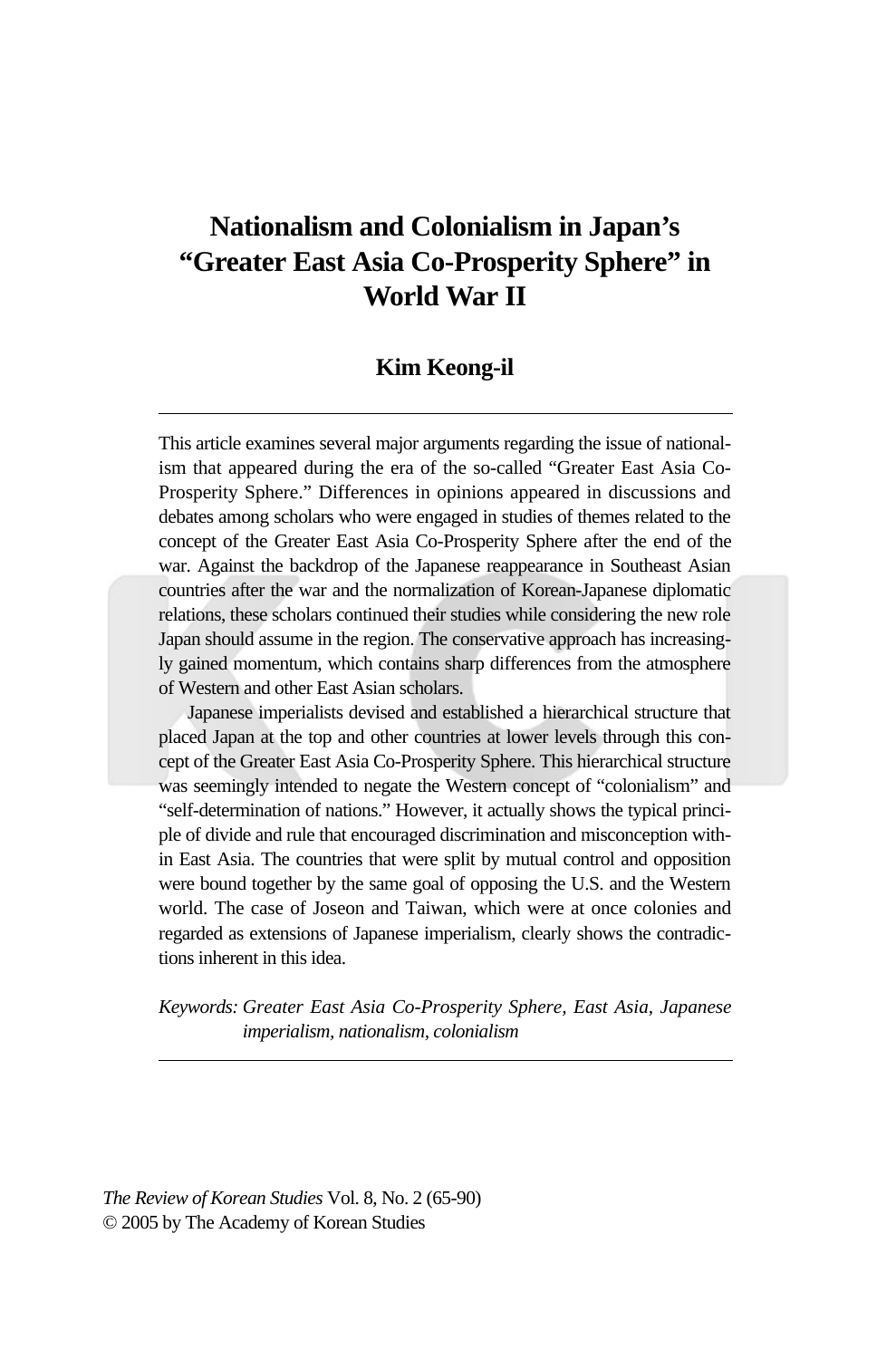# Nationalism and Colonialism in Japan's "Greater East Asia Co-Prosperity Sphere" in World War II

## Kim Keong-il

This article examines several major arguments regarding the issue of nationalism that appeared during the era of the so-called "Greater East Asia Co-Prosperity Sphere." Differences in opinions appeared in discussions and debates among scholars who were engaged in studies of themes related to the concept of the Greater East Asia Co-Prosperity Sphere after the end of the war. Against the backdrop of the Japanese reappearance in Southeast Asian countries after the war and the normalization of Korean-Japanese diplomatic relations, these scholars continued their studies while considering the new role Japan should assume in the region. The conservative approach has increasingly gained momentum, which contains sharp differences from the atmosphere of Western and other East Asian scholars.

Japanese imperialists devised and established a hierarchical structure that placed Japan at the top and other countries at lower levels through this concept of the Greater East Asia Co-Prosperity Sphere. This hierarchical structure was seemingly intended to negate the Western concept of "colonialism" and "self-determination of nations." However, it actually shows the typical principle of divide and rule that encouraged discrimination and misconception within East Asia. The countries that were split by mutual control and opposition were bound together by the same goal of opposing the U.S. and the Western world. The case of Joseon and Taiwan, which were at once colonies and regarded as extensions of Japanese imperialism, clearly shows the contradictions inherent in this idea.

*Keywords: Greater East Asia Co-Prosperity Sphere, East Asia, Japanese imperialism, nationalism, colonialism*

*The Review of Korean Studies* Vol. 8, No. 2 (65-90)
© 2005 by The Academy of Korean Studies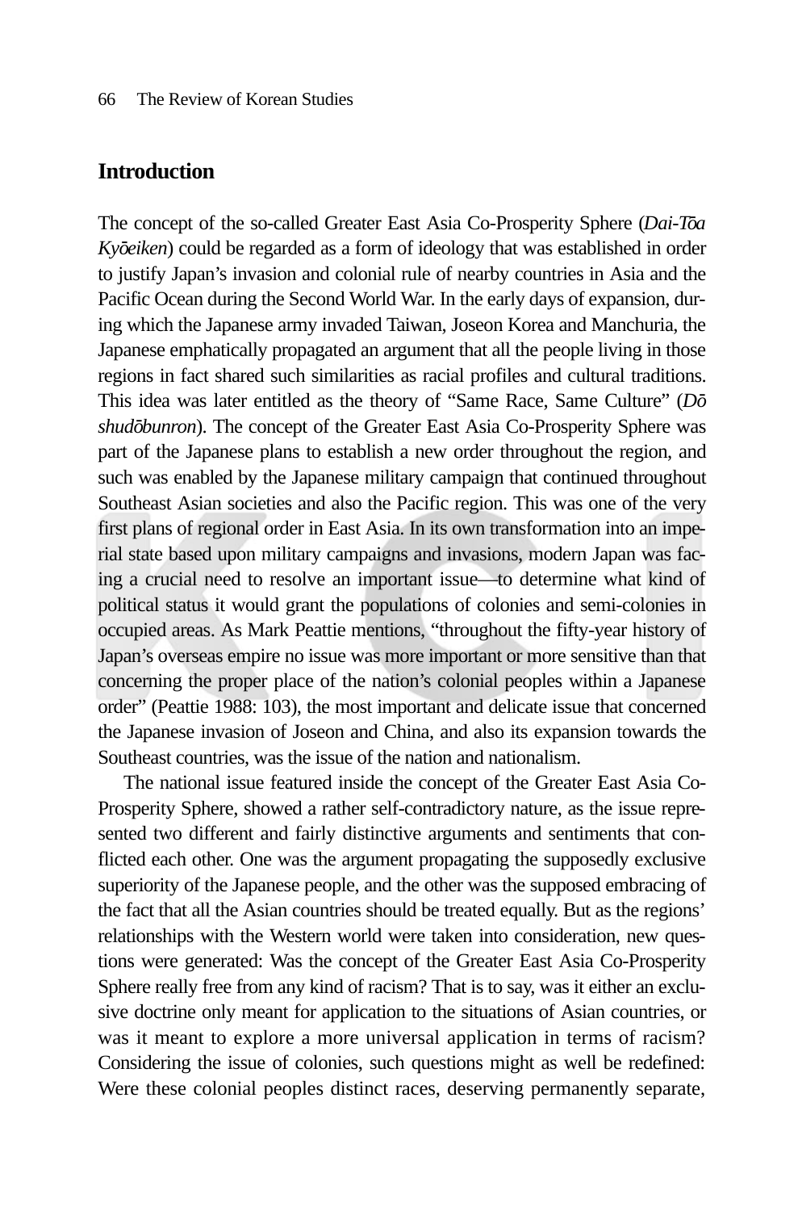## Introduction

The concept of the so-called Greater East Asia Co-Prosperity Sphere (*Dai-Tōa Kyōeiken*) could be regarded as a form of ideology that was established in order to justify Japan's invasion and colonial rule of nearby countries in Asia and the Pacific Ocean during the Second World War. In the early days of expansion, during which the Japanese army invaded Taiwan, Joseon Korea and Manchuria, the Japanese emphatically propagated an argument that all the people living in those regions in fact shared such similarities as racial profiles and cultural traditions. This idea was later entitled as the theory of "Same Race, Same Culture" (*Dō shudōbunron*). The concept of the Greater East Asia Co-Prosperity Sphere was part of the Japanese plans to establish a new order throughout the region, and such was enabled by the Japanese military campaign that continued throughout Southeast Asian societies and also the Pacific region. This was one of the very first plans of regional order in East Asia. In its own transformation into an imperial state based upon military campaigns and invasions, modern Japan was facing a crucial need to resolve an important issue—to determine what kind of political status it would grant the populations of colonies and semi-colonies in occupied areas. As Mark Peattie mentions, "throughout the fifty-year history of Japan's overseas empire no issue was more important or more sensitive than that concerning the proper place of the nation's colonial peoples within a Japanese order" (Peattie 1988: 103), the most important and delicate issue that concerned the Japanese invasion of Joseon and China, and also its expansion towards the Southeast countries, was the issue of the nation and nationalism.

The national issue featured inside the concept of the Greater East Asia Co-Prosperity Sphere, showed a rather self-contradictory nature, as the issue represented two different and fairly distinctive arguments and sentiments that conflicted each other. One was the argument propagating the supposedly exclusive superiority of the Japanese people, and the other was the supposed embracing of the fact that all the Asian countries should be treated equally. But as the regions' relationships with the Western world were taken into consideration, new questions were generated: Was the concept of the Greater East Asia Co-Prosperity Sphere really free from any kind of racism? That is to say, was it either an exclusive doctrine only meant for application to the situations of Asian countries, or was it meant to explore a more universal application in terms of racism? Considering the issue of colonies, such questions might as well be redefined: Were these colonial peoples distinct races, deserving permanently separate,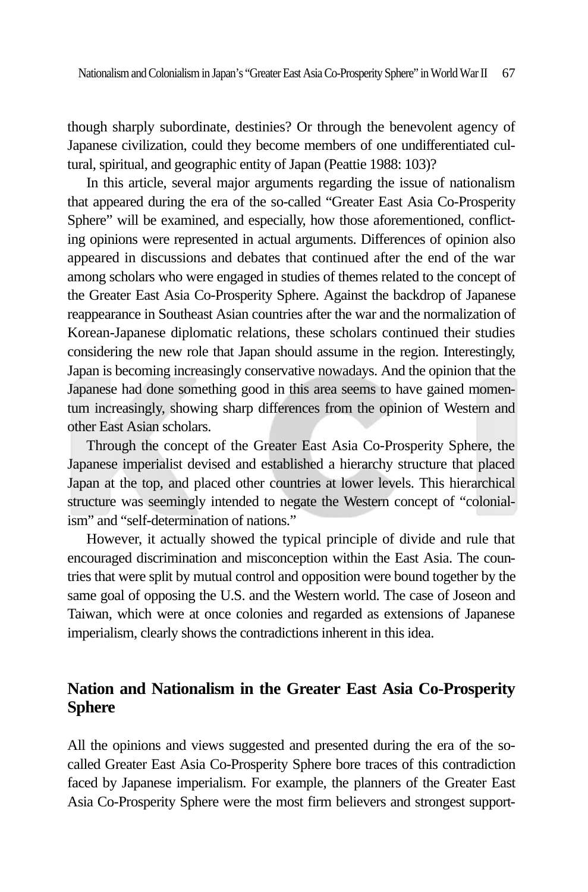though sharply subordinate, destinies? Or through the benevolent agency of Japanese civilization, could they become members of one undifferentiated cultural, spiritual, and geographic entity of Japan (Peattie 1988: 103)?

In this article, several major arguments regarding the issue of nationalism that appeared during the era of the so-called "Greater East Asia Co-Prosperity Sphere" will be examined, and especially, how those aforementioned, conflicting opinions were represented in actual arguments. Differences of opinion also appeared in discussions and debates that continued after the end of the war among scholars who were engaged in studies of themes related to the concept of the Greater East Asia Co-Prosperity Sphere. Against the backdrop of Japanese reappearance in Southeast Asian countries after the war and the normalization of Korean-Japanese diplomatic relations, these scholars continued their studies considering the new role that Japan should assume in the region. Interestingly, Japan is becoming increasingly conservative nowadays. And the opinion that the Japanese had done something good in this area seems to have gained momentum increasingly, showing sharp differences from the opinion of Western and other East Asian scholars.

Through the concept of the Greater East Asia Co-Prosperity Sphere, the Japanese imperialist devised and established a hierarchy structure that placed Japan at the top, and placed other countries at lower levels. This hierarchical structure was seemingly intended to negate the Western concept of "colonialism" and "self-determination of nations."

However, it actually showed the typical principle of divide and rule that encouraged discrimination and misconception within the East Asia. The countries that were split by mutual control and opposition were bound together by the same goal of opposing the U.S. and the Western world. The case of Joseon and Taiwan, which were at once colonies and regarded as extensions of Japanese imperialism, clearly shows the contradictions inherent in this idea.

## Nation and Nationalism in the Greater East Asia Co-Prosperity Sphere

All the opinions and views suggested and presented during the era of the so-called Greater East Asia Co-Prosperity Sphere bore traces of this contradiction faced by Japanese imperialism. For example, the planners of the Greater East Asia Co-Prosperity Sphere were the most firm believers and strongest support-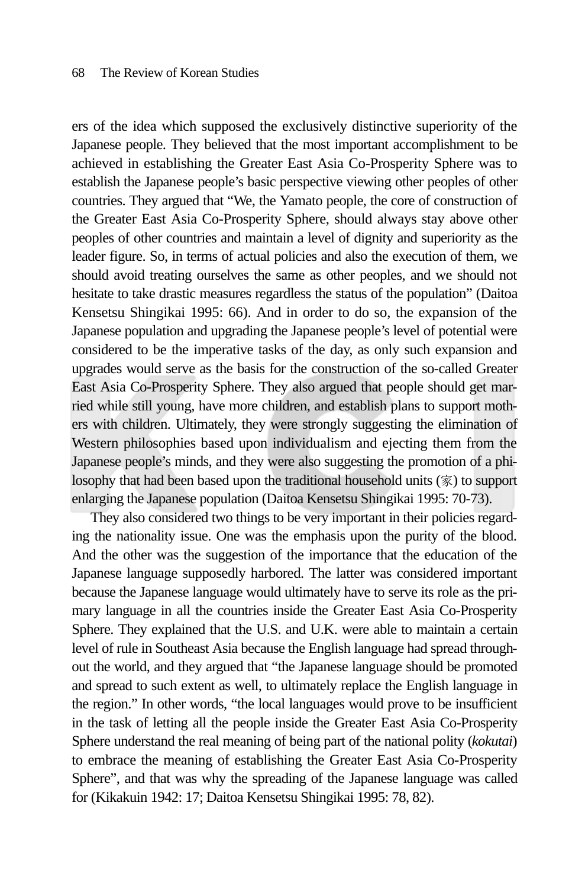ers of the idea which supposed the exclusively distinctive superiority of the Japanese people. They believed that the most important accomplishment to be achieved in establishing the Greater East Asia Co-Prosperity Sphere was to establish the Japanese people's basic perspective viewing other peoples of other countries. They argued that "We, the Yamato people, the core of construction of the Greater East Asia Co-Prosperity Sphere, should always stay above other peoples of other countries and maintain a level of dignity and superiority as the leader figure. So, in terms of actual policies and also the execution of them, we should avoid treating ourselves the same as other peoples, and we should not hesitate to take drastic measures regardless the status of the population" (Daitoa Kensetsu Shingikai 1995: 66). And in order to do so, the expansion of the Japanese population and upgrading the Japanese people's level of potential were considered to be the imperative tasks of the day, as only such expansion and upgrades would serve as the basis for the construction of the so-called Greater East Asia Co-Prosperity Sphere. They also argued that people should get married while still young, have more children, and establish plans to support mothers with children. Ultimately, they were strongly suggesting the elimination of Western philosophies based upon individualism and ejecting them from the Japanese people's minds, and they were also suggesting the promotion of a philosophy that had been based upon the traditional household units (家) to support enlarging the Japanese population (Daitoa Kensetsu Shingikai 1995: 70-73).

They also considered two things to be very important in their policies regarding the nationality issue. One was the emphasis upon the purity of the blood. And the other was the suggestion of the importance that the education of the Japanese language supposedly harbored. The latter was considered important because the Japanese language would ultimately have to serve its role as the primary language in all the countries inside the Greater East Asia Co-Prosperity Sphere. They explained that the U.S. and U.K. were able to maintain a certain level of rule in Southeast Asia because the English language had spread throughout the world, and they argued that "the Japanese language should be promoted and spread to such extent as well, to ultimately replace the English language in the region." In other words, "the local languages would prove to be insufficient in the task of letting all the people inside the Greater East Asia Co-Prosperity Sphere understand the real meaning of being part of the national polity (*kokutai*) to embrace the meaning of establishing the Greater East Asia Co-Prosperity Sphere", and that was why the spreading of the Japanese language was called for (Kikakuin 1942: 17; Daitoa Kensetsu Shingikai 1995: 78, 82).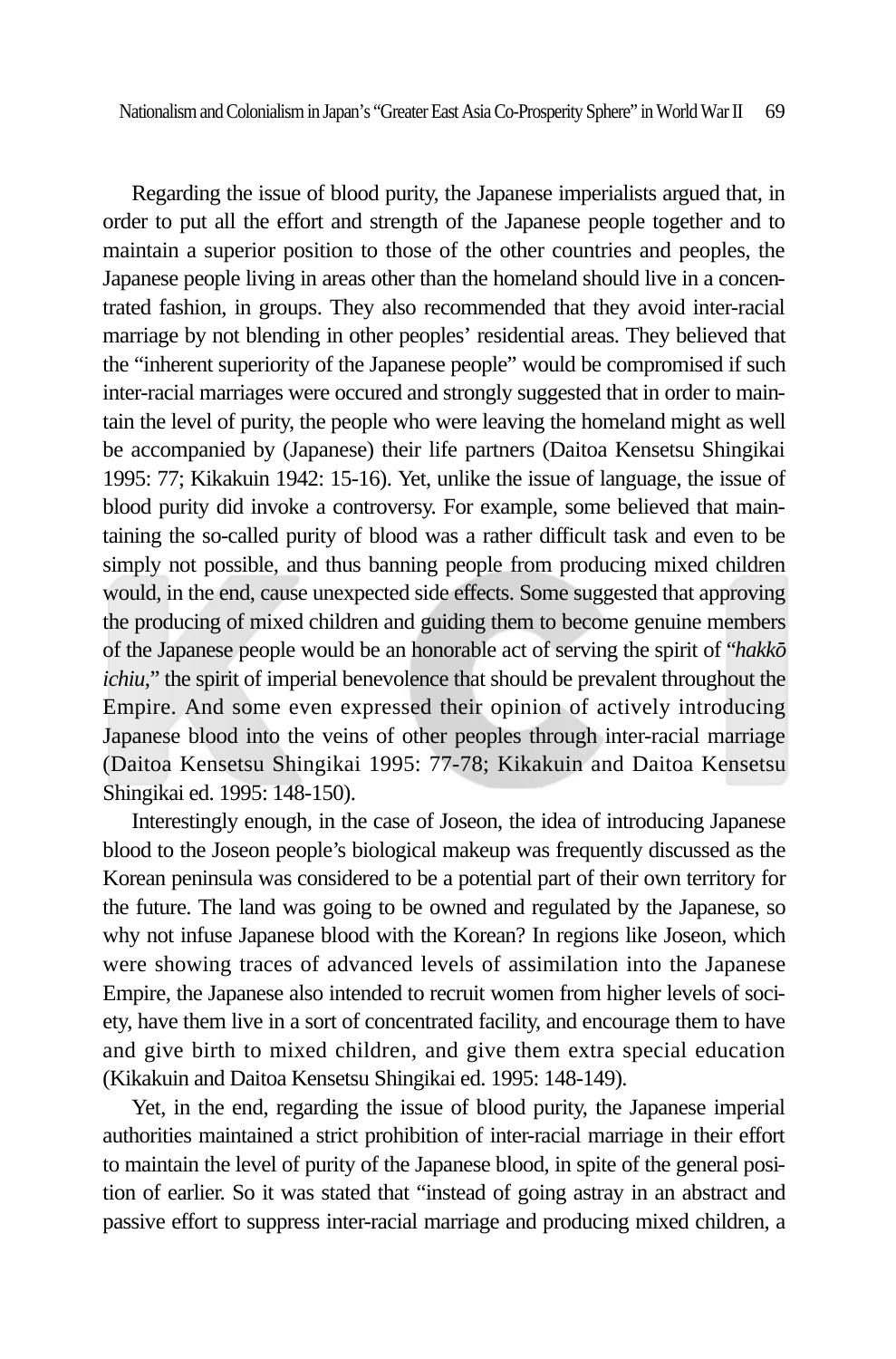Regarding the issue of blood purity, the Japanese imperialists argued that, in order to put all the effort and strength of the Japanese people together and to maintain a superior position to those of the other countries and peoples, the Japanese people living in areas other than the homeland should live in a concentrated fashion, in groups. They also recommended that they avoid inter-racial marriage by not blending in other peoples' residential areas. They believed that the "inherent superiority of the Japanese people" would be compromised if such inter-racial marriages were occured and strongly suggested that in order to maintain the level of purity, the people who were leaving the homeland might as well be accompanied by (Japanese) their life partners (Daitoa Kensetsu Shingikai 1995: 77; Kikakuin 1942: 15-16). Yet, unlike the issue of language, the issue of blood purity did invoke a controversy. For example, some believed that maintaining the so-called purity of blood was a rather difficult task and even to be simply not possible, and thus banning people from producing mixed children would, in the end, cause unexpected side effects. Some suggested that approving the producing of mixed children and guiding them to become genuine members of the Japanese people would be an honorable act of serving the spirit of "*hakkō ichiu*," the spirit of imperial benevolence that should be prevalent throughout the Empire. And some even expressed their opinion of actively introducing Japanese blood into the veins of other peoples through inter-racial marriage (Daitoa Kensetsu Shingikai 1995: 77-78; Kikakuin and Daitoa Kensetsu Shingikai ed. 1995: 148-150).

Interestingly enough, in the case of Joseon, the idea of introducing Japanese blood to the Joseon people's biological makeup was frequently discussed as the Korean peninsula was considered to be a potential part of their own territory for the future. The land was going to be owned and regulated by the Japanese, so why not infuse Japanese blood with the Korean? In regions like Joseon, which were showing traces of advanced levels of assimilation into the Japanese Empire, the Japanese also intended to recruit women from higher levels of society, have them live in a sort of concentrated facility, and encourage them to have and give birth to mixed children, and give them extra special education (Kikakuin and Daitoa Kensetsu Shingikai ed. 1995: 148-149).

Yet, in the end, regarding the issue of blood purity, the Japanese imperial authorities maintained a strict prohibition of inter-racial marriage in their effort to maintain the level of purity of the Japanese blood, in spite of the general position of earlier. So it was stated that "instead of going astray in an abstract and passive effort to suppress inter-racial marriage and producing mixed children, a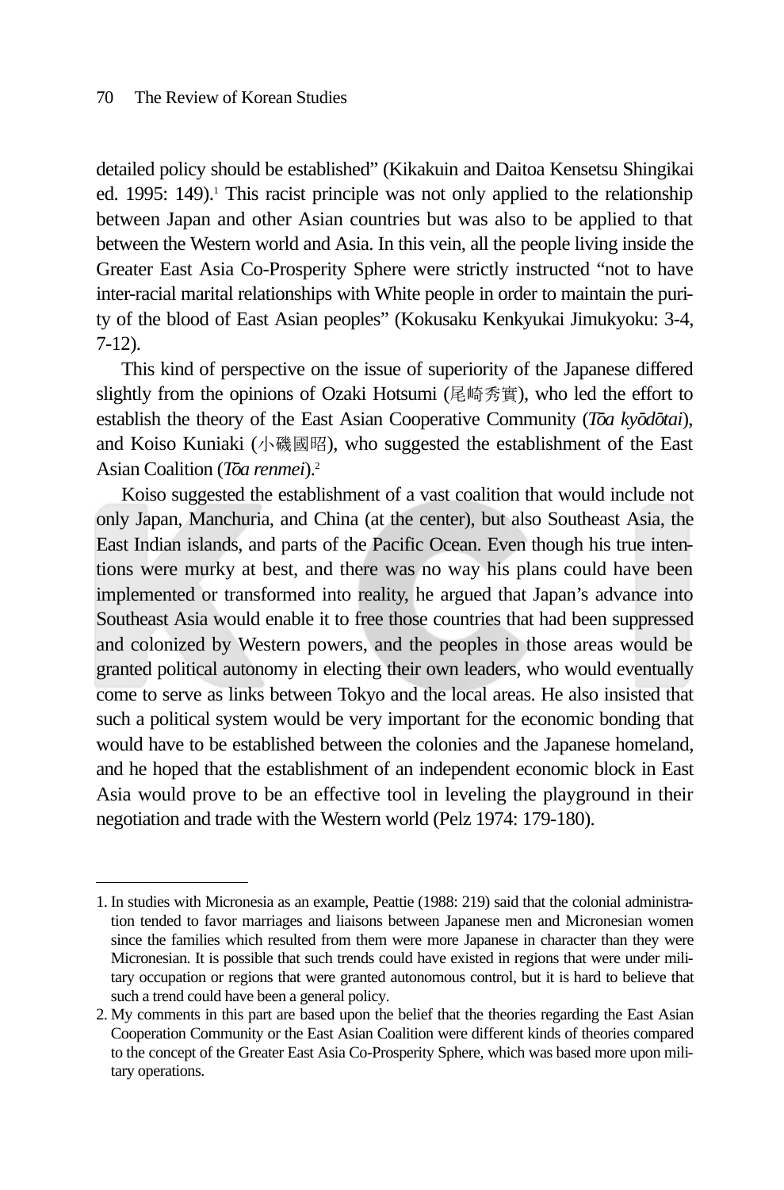detailed policy should be established" (Kikakuin and Daitoa Kensetsu Shingikai ed. 1995: 149).[1] This racist principle was not only applied to the relationship between Japan and other Asian countries but was also to be applied to that between the Western world and Asia. In this vein, all the people living inside the Greater East Asia Co-Prosperity Sphere were strictly instructed "not to have inter-racial marital relationships with White people in order to maintain the purity of the blood of East Asian peoples" (Kokusaku Kenkyukai Jimukyoku: 3-4, 7-12).

This kind of perspective on the issue of superiority of the Japanese differed slightly from the opinions of Ozaki Hotsumi (尾崎秀實), who led the effort to establish the theory of the East Asian Cooperative Community (*Tōa kyōdōtai*), and Koiso Kuniaki (小磯國昭), who suggested the establishment of the East Asian Coalition (*Tōa renmei*).[2]

Koiso suggested the establishment of a vast coalition that would include not only Japan, Manchuria, and China (at the center), but also Southeast Asia, the East Indian islands, and parts of the Pacific Ocean. Even though his true intentions were murky at best, and there was no way his plans could have been implemented or transformed into reality, he argued that Japan's advance into Southeast Asia would enable it to free those countries that had been suppressed and colonized by Western powers, and the peoples in those areas would be granted political autonomy in electing their own leaders, who would eventually come to serve as links between Tokyo and the local areas. He also insisted that such a political system would be very important for the economic bonding that would have to be established between the colonies and the Japanese homeland, and he hoped that the establishment of an independent economic block in East Asia would prove to be an effective tool in leveling the playground in their negotiation and trade with the Western world (Pelz 1974: 179-180).

---

1. In studies with Micronesia as an example, Peattie (1988: 219) said that the colonial administration tended to favor marriages and liaisons between Japanese men and Micronesian women since the families which resulted from them were more Japanese in character than they were Micronesian. It is possible that such trends could have existed in regions that were under military occupation or regions that were granted autonomous control, but it is hard to believe that such a trend could have been a general policy.
2. My comments in this part are based upon the belief that the theories regarding the East Asian Cooperation Community or the East Asian Coalition were different kinds of theories compared to the concept of the Greater East Asia Co-Prosperity Sphere, which was based more upon military operations.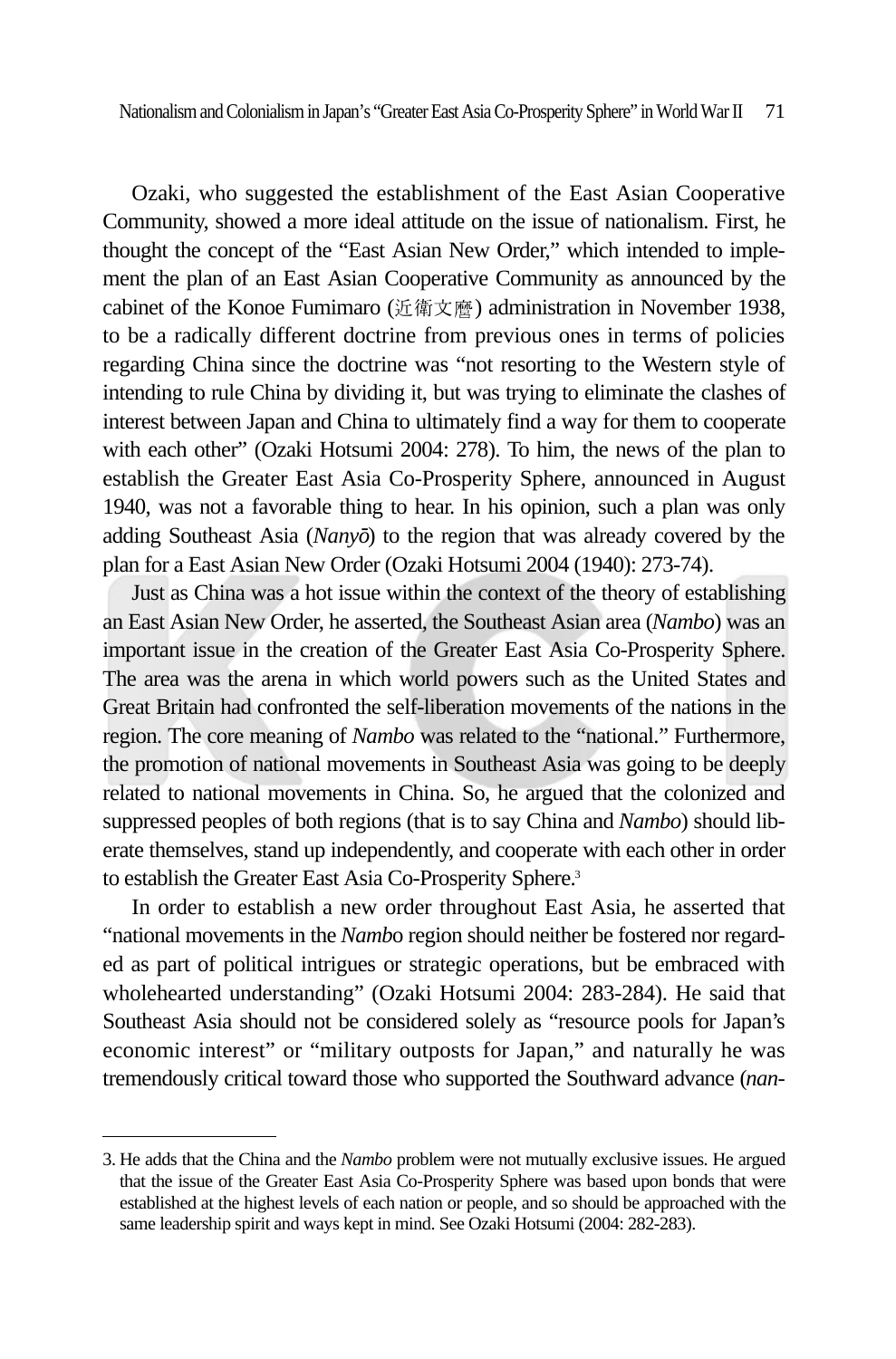Ozaki, who suggested the establishment of the East Asian Cooperative Community, showed a more ideal attitude on the issue of nationalism. First, he thought the concept of the "East Asian New Order," which intended to implement the plan of an East Asian Cooperative Community as announced by the cabinet of the Konoe Fumimaro (近衛文麿) administration in November 1938, to be a radically different doctrine from previous ones in terms of policies regarding China since the doctrine was "not resorting to the Western style of intending to rule China by dividing it, but was trying to eliminate the clashes of interest between Japan and China to ultimately find a way for them to cooperate with each other" (Ozaki Hotsumi 2004: 278). To him, the news of the plan to establish the Greater East Asia Co-Prosperity Sphere, announced in August 1940, was not a favorable thing to hear. In his opinion, such a plan was only adding Southeast Asia (*Nanyō*) to the region that was already covered by the plan for a East Asian New Order (Ozaki Hotsumi 2004 (1940): 273-74).

Just as China was a hot issue within the context of the theory of establishing an East Asian New Order, he asserted, the Southeast Asian area (*Nambo*) was an important issue in the creation of the Greater East Asia Co-Prosperity Sphere. The area was the arena in which world powers such as the United States and Great Britain had confronted the self-liberation movements of the nations in the region. The core meaning of *Nambo* was related to the "national." Furthermore, the promotion of national movements in Southeast Asia was going to be deeply related to national movements in China. So, he argued that the colonized and suppressed peoples of both regions (that is to say China and *Nambo*) should liberate themselves, stand up independently, and cooperate with each other in order to establish the Greater East Asia Co-Prosperity Sphere.[3]

In order to establish a new order throughout East Asia, he asserted that "national movements in the *Namb*o region should neither be fostered nor regarded as part of political intrigues or strategic operations, but be embraced with wholehearted understanding" (Ozaki Hotsumi 2004: 283-284). He said that Southeast Asia should not be considered solely as "resource pools for Japan's economic interest" or "military outposts for Japan," and naturally he was tremendously critical toward those who supported the Southward advance (*nan-*

---

3. He adds that the China and the *Nambo* problem were not mutually exclusive issues. He argued that the issue of the Greater East Asia Co-Prosperity Sphere was based upon bonds that were established at the highest levels of each nation or people, and so should be approached with the same leadership spirit and ways kept in mind. See Ozaki Hotsumi (2004: 282-283).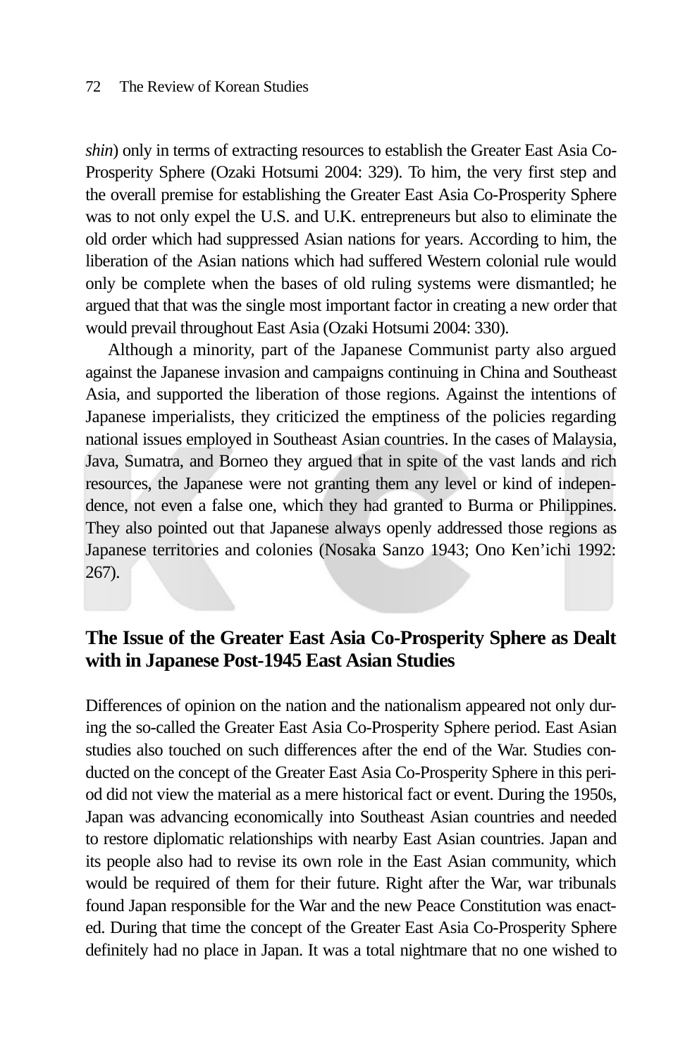*shin*) only in terms of extracting resources to establish the Greater East Asia Co-Prosperity Sphere (Ozaki Hotsumi 2004: 329). To him, the very first step and the overall premise for establishing the Greater East Asia Co-Prosperity Sphere was to not only expel the U.S. and U.K. entrepreneurs but also to eliminate the old order which had suppressed Asian nations for years. According to him, the liberation of the Asian nations which had suffered Western colonial rule would only be complete when the bases of old ruling systems were dismantled; he argued that that was the single most important factor in creating a new order that would prevail throughout East Asia (Ozaki Hotsumi 2004: 330).

Although a minority, part of the Japanese Communist party also argued against the Japanese invasion and campaigns continuing in China and Southeast Asia, and supported the liberation of those regions. Against the intentions of Japanese imperialists, they criticized the emptiness of the policies regarding national issues employed in Southeast Asian countries. In the cases of Malaysia, Java, Sumatra, and Borneo they argued that in spite of the vast lands and rich resources, the Japanese were not granting them any level or kind of independence, not even a false one, which they had granted to Burma or Philippines. They also pointed out that Japanese always openly addressed those regions as Japanese territories and colonies (Nosaka Sanzo 1943; Ono Ken'ichi 1992: 267).

## The Issue of the Greater East Asia Co-Prosperity Sphere as Dealt with in Japanese Post-1945 East Asian Studies

Differences of opinion on the nation and the nationalism appeared not only during the so-called the Greater East Asia Co-Prosperity Sphere period. East Asian studies also touched on such differences after the end of the War. Studies conducted on the concept of the Greater East Asia Co-Prosperity Sphere in this period did not view the material as a mere historical fact or event. During the 1950s, Japan was advancing economically into Southeast Asian countries and needed to restore diplomatic relationships with nearby East Asian countries. Japan and its people also had to revise its own role in the East Asian community, which would be required of them for their future. Right after the War, war tribunals found Japan responsible for the War and the new Peace Constitution was enacted. During that time the concept of the Greater East Asia Co-Prosperity Sphere definitely had no place in Japan. It was a total nightmare that no one wished to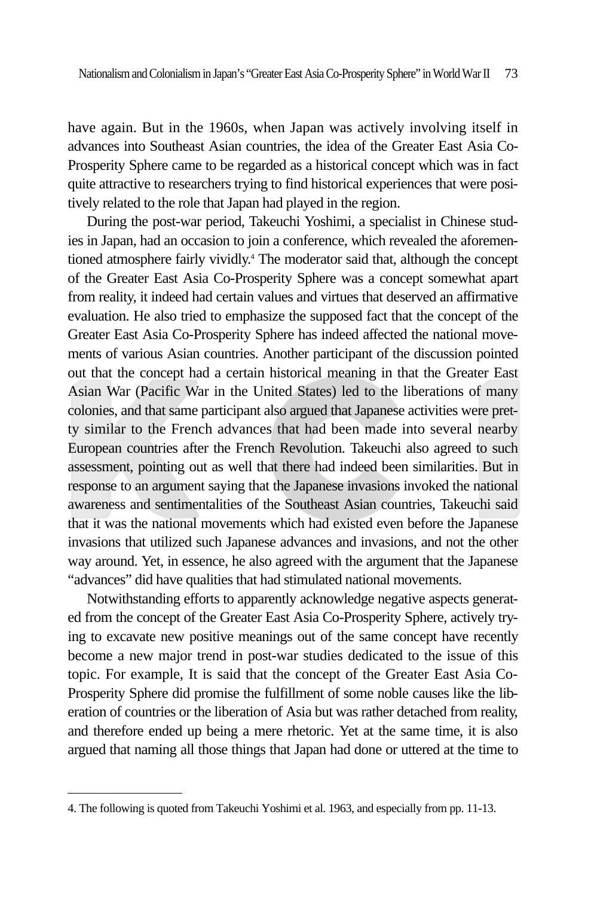have again. But in the 1960s, when Japan was actively involving itself in advances into Southeast Asian countries, the idea of the Greater East Asia Co-Prosperity Sphere came to be regarded as a historical concept which was in fact quite attractive to researchers trying to find historical experiences that were positively related to the role that Japan had played in the region.

During the post-war period, Takeuchi Yoshimi, a specialist in Chinese studies in Japan, had an occasion to join a conference, which revealed the aforementioned atmosphere fairly vividly.[4] The moderator said that, although the concept of the Greater East Asia Co-Prosperity Sphere was a concept somewhat apart from reality, it indeed had certain values and virtues that deserved an affirmative evaluation. He also tried to emphasize the supposed fact that the concept of the Greater East Asia Co-Prosperity Sphere has indeed affected the national movements of various Asian countries. Another participant of the discussion pointed out that the concept had a certain historical meaning in that the Greater East Asian War (Pacific War in the United States) led to the liberations of many colonies, and that same participant also argued that Japanese activities were pretty similar to the French advances that had been made into several nearby European countries after the French Revolution. Takeuchi also agreed to such assessment, pointing out as well that there had indeed been similarities. But in response to an argument saying that the Japanese invasions invoked the national awareness and sentimentalities of the Southeast Asian countries, Takeuchi said that it was the national movements which had existed even before the Japanese invasions that utilized such Japanese advances and invasions, and not the other way around. Yet, in essence, he also agreed with the argument that the Japanese "advances" did have qualities that had stimulated national movements.

Notwithstanding efforts to apparently acknowledge negative aspects generated from the concept of the Greater East Asia Co-Prosperity Sphere, actively trying to excavate new positive meanings out of the same concept have recently become a new major trend in post-war studies dedicated to the issue of this topic. For example, It is said that the concept of the Greater East Asia Co-Prosperity Sphere did promise the fulfillment of some noble causes like the liberation of countries or the liberation of Asia but was rather detached from reality, and therefore ended up being a mere rhetoric. Yet at the same time, it is also argued that naming all those things that Japan had done or uttered at the time to

4. The following is quoted from Takeuchi Yoshimi et al. 1963, and especially from pp. 11-13.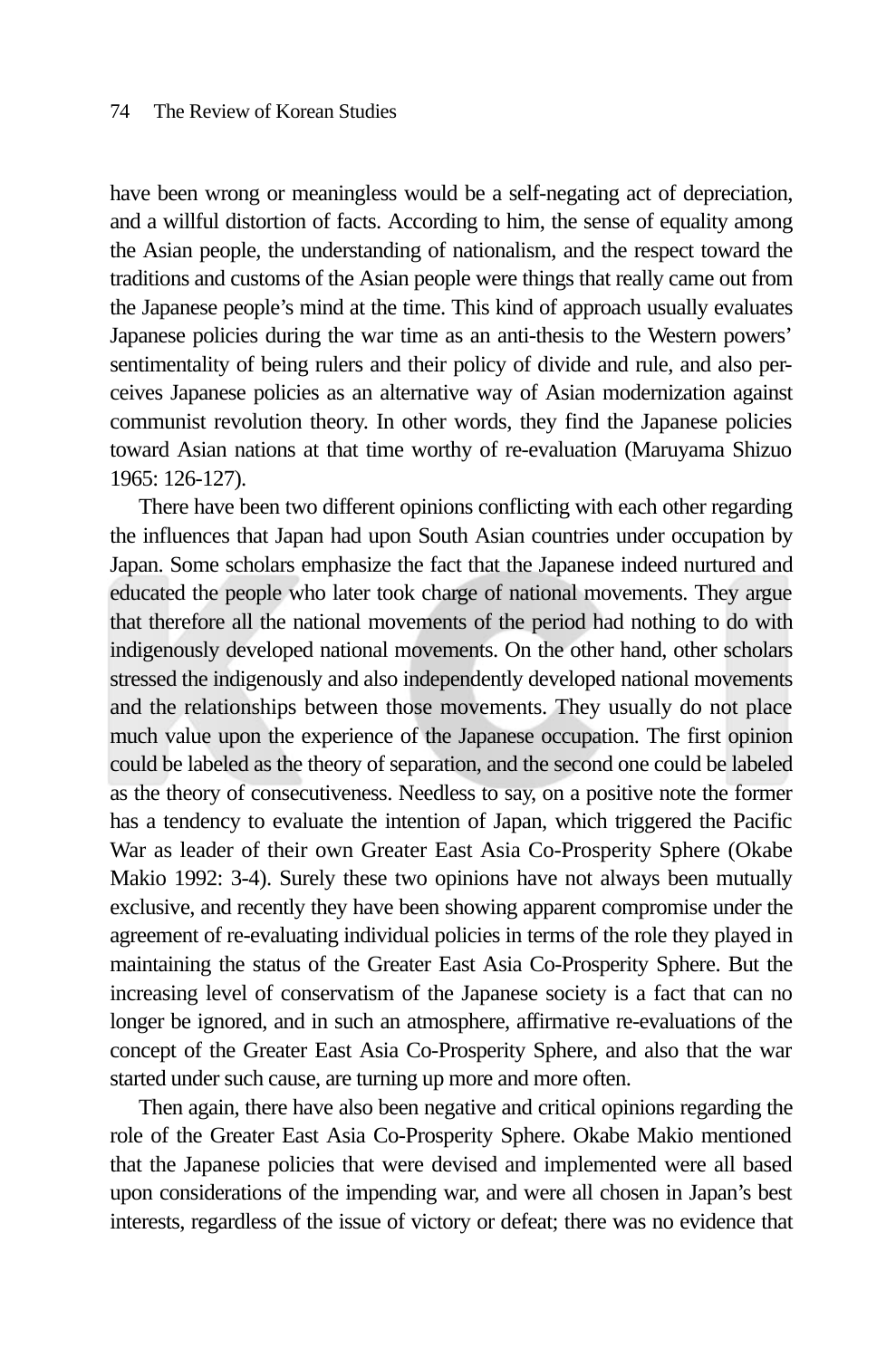have been wrong or meaningless would be a self-negating act of depreciation, and a willful distortion of facts. According to him, the sense of equality among the Asian people, the understanding of nationalism, and the respect toward the traditions and customs of the Asian people were things that really came out from the Japanese people's mind at the time. This kind of approach usually evaluates Japanese policies during the war time as an anti-thesis to the Western powers' sentimentality of being rulers and their policy of divide and rule, and also perceives Japanese policies as an alternative way of Asian modernization against communist revolution theory. In other words, they find the Japanese policies toward Asian nations at that time worthy of re-evaluation (Maruyama Shizuo 1965: 126-127).

There have been two different opinions conflicting with each other regarding the influences that Japan had upon South Asian countries under occupation by Japan. Some scholars emphasize the fact that the Japanese indeed nurtured and educated the people who later took charge of national movements. They argue that therefore all the national movements of the period had nothing to do with indigenously developed national movements. On the other hand, other scholars stressed the indigenously and also independently developed national movements and the relationships between those movements. They usually do not place much value upon the experience of the Japanese occupation. The first opinion could be labeled as the theory of separation, and the second one could be labeled as the theory of consecutiveness. Needless to say, on a positive note the former has a tendency to evaluate the intention of Japan, which triggered the Pacific War as leader of their own Greater East Asia Co-Prosperity Sphere (Okabe Makio 1992: 3-4). Surely these two opinions have not always been mutually exclusive, and recently they have been showing apparent compromise under the agreement of re-evaluating individual policies in terms of the role they played in maintaining the status of the Greater East Asia Co-Prosperity Sphere. But the increasing level of conservatism of the Japanese society is a fact that can no longer be ignored, and in such an atmosphere, affirmative re-evaluations of the concept of the Greater East Asia Co-Prosperity Sphere, and also that the war started under such cause, are turning up more and more often.

Then again, there have also been negative and critical opinions regarding the role of the Greater East Asia Co-Prosperity Sphere. Okabe Makio mentioned that the Japanese policies that were devised and implemented were all based upon considerations of the impending war, and were all chosen in Japan's best interests, regardless of the issue of victory or defeat; there was no evidence that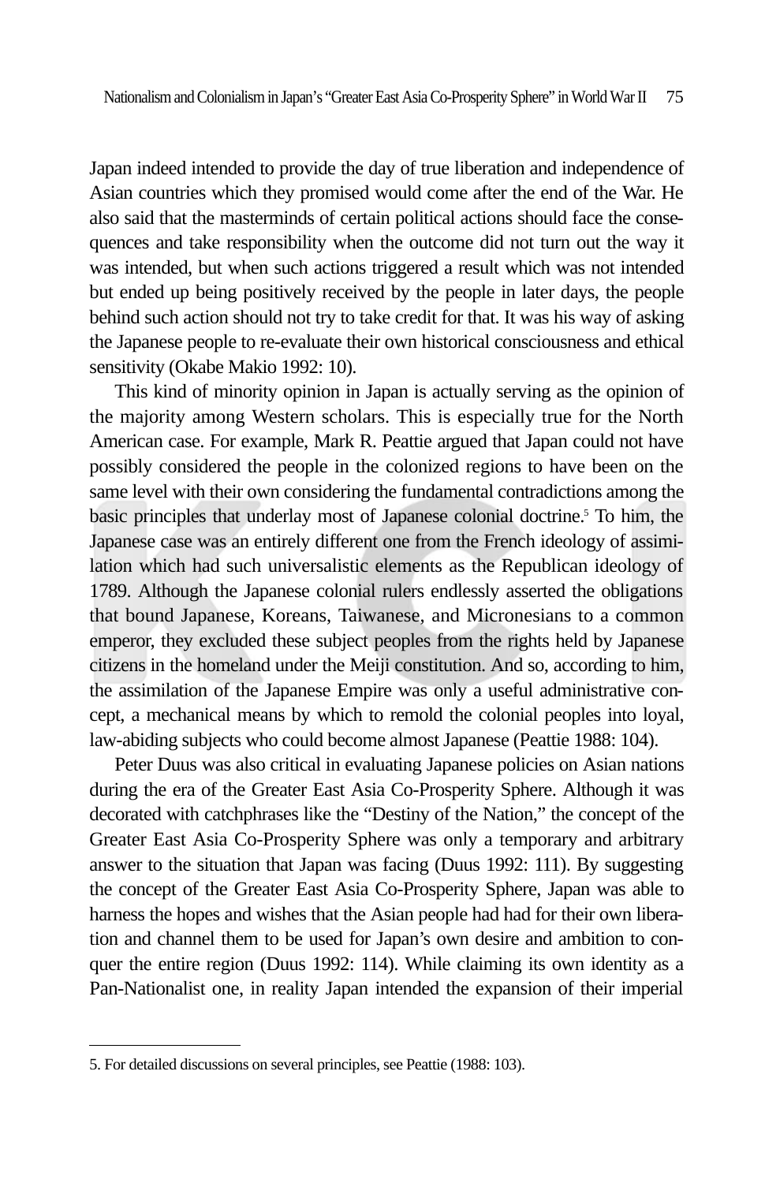Japan indeed intended to provide the day of true liberation and independence of Asian countries which they promised would come after the end of the War. He also said that the masterminds of certain political actions should face the consequences and take responsibility when the outcome did not turn out the way it was intended, but when such actions triggered a result which was not intended but ended up being positively received by the people in later days, the people behind such action should not try to take credit for that. It was his way of asking the Japanese people to re-evaluate their own historical consciousness and ethical sensitivity (Okabe Makio 1992: 10).

This kind of minority opinion in Japan is actually serving as the opinion of the majority among Western scholars. This is especially true for the North American case. For example, Mark R. Peattie argued that Japan could not have possibly considered the people in the colonized regions to have been on the same level with their own considering the fundamental contradictions among the basic principles that underlay most of Japanese colonial doctrine.[5] To him, the Japanese case was an entirely different one from the French ideology of assimilation which had such universalistic elements as the Republican ideology of 1789. Although the Japanese colonial rulers endlessly asserted the obligations that bound Japanese, Koreans, Taiwanese, and Micronesians to a common emperor, they excluded these subject peoples from the rights held by Japanese citizens in the homeland under the Meiji constitution. And so, according to him, the assimilation of the Japanese Empire was only a useful administrative concept, a mechanical means by which to remold the colonial peoples into loyal, law-abiding subjects who could become almost Japanese (Peattie 1988: 104).

Peter Duus was also critical in evaluating Japanese policies on Asian nations during the era of the Greater East Asia Co-Prosperity Sphere. Although it was decorated with catchphrases like the "Destiny of the Nation," the concept of the Greater East Asia Co-Prosperity Sphere was only a temporary and arbitrary answer to the situation that Japan was facing (Duus 1992: 111). By suggesting the concept of the Greater East Asia Co-Prosperity Sphere, Japan was able to harness the hopes and wishes that the Asian people had had for their own liberation and channel them to be used for Japan's own desire and ambition to conquer the entire region (Duus 1992: 114). While claiming its own identity as a Pan-Nationalist one, in reality Japan intended the expansion of their imperial

---

5. For detailed discussions on several principles, see Peattie (1988: 103).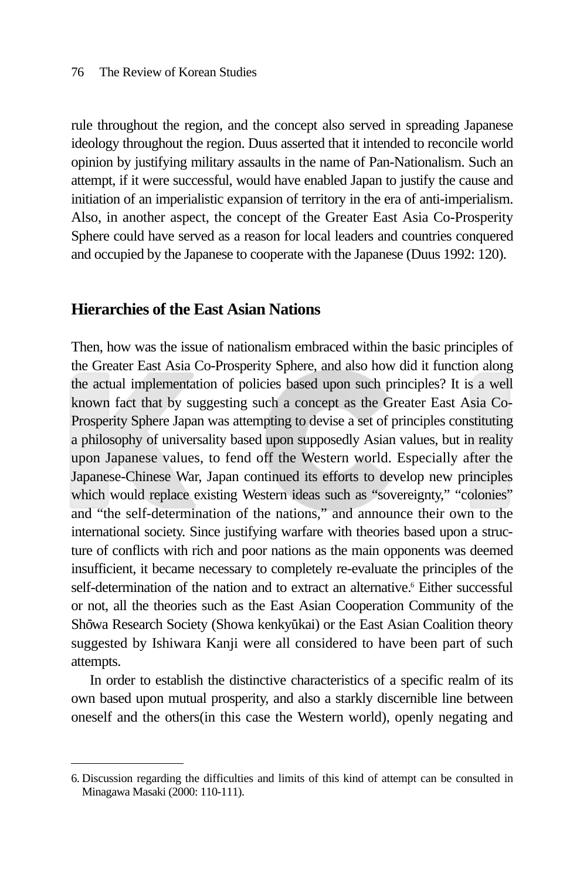rule throughout the region, and the concept also served in spreading Japanese ideology throughout the region. Duus asserted that it intended to reconcile world opinion by justifying military assaults in the name of Pan-Nationalism. Such an attempt, if it were successful, would have enabled Japan to justify the cause and initiation of an imperialistic expansion of territory in the era of anti-imperialism. Also, in another aspect, the concept of the Greater East Asia Co-Prosperity Sphere could have served as a reason for local leaders and countries conquered and occupied by the Japanese to cooperate with the Japanese (Duus 1992: 120).

## Hierarchies of the East Asian Nations

Then, how was the issue of nationalism embraced within the basic principles of the Greater East Asia Co-Prosperity Sphere, and also how did it function along the actual implementation of policies based upon such principles? It is a well known fact that by suggesting such a concept as the Greater East Asia Co-Prosperity Sphere Japan was attempting to devise a set of principles constituting a philosophy of universality based upon supposedly Asian values, but in reality upon Japanese values, to fend off the Western world. Especially after the Japanese-Chinese War, Japan continued its efforts to develop new principles which would replace existing Western ideas such as "sovereignty," "colonies" and "the self-determination of the nations," and announce their own to the international society. Since justifying warfare with theories based upon a structure of conflicts with rich and poor nations as the main opponents was deemed insufficient, it became necessary to completely re-evaluate the principles of the self-determination of the nation and to extract an alternative.[6] Either successful or not, all the theories such as the East Asian Cooperation Community of the Shōwa Research Society (Showa kenkyūkai) or the East Asian Coalition theory suggested by Ishiwara Kanji were all considered to have been part of such attempts.

In order to establish the distinctive characteristics of a specific realm of its own based upon mutual prosperity, and also a starkly discernible line between oneself and the others(in this case the Western world), openly negating and

---

6. Discussion regarding the difficulties and limits of this kind of attempt can be consulted in Minagawa Masaki (2000: 110-111).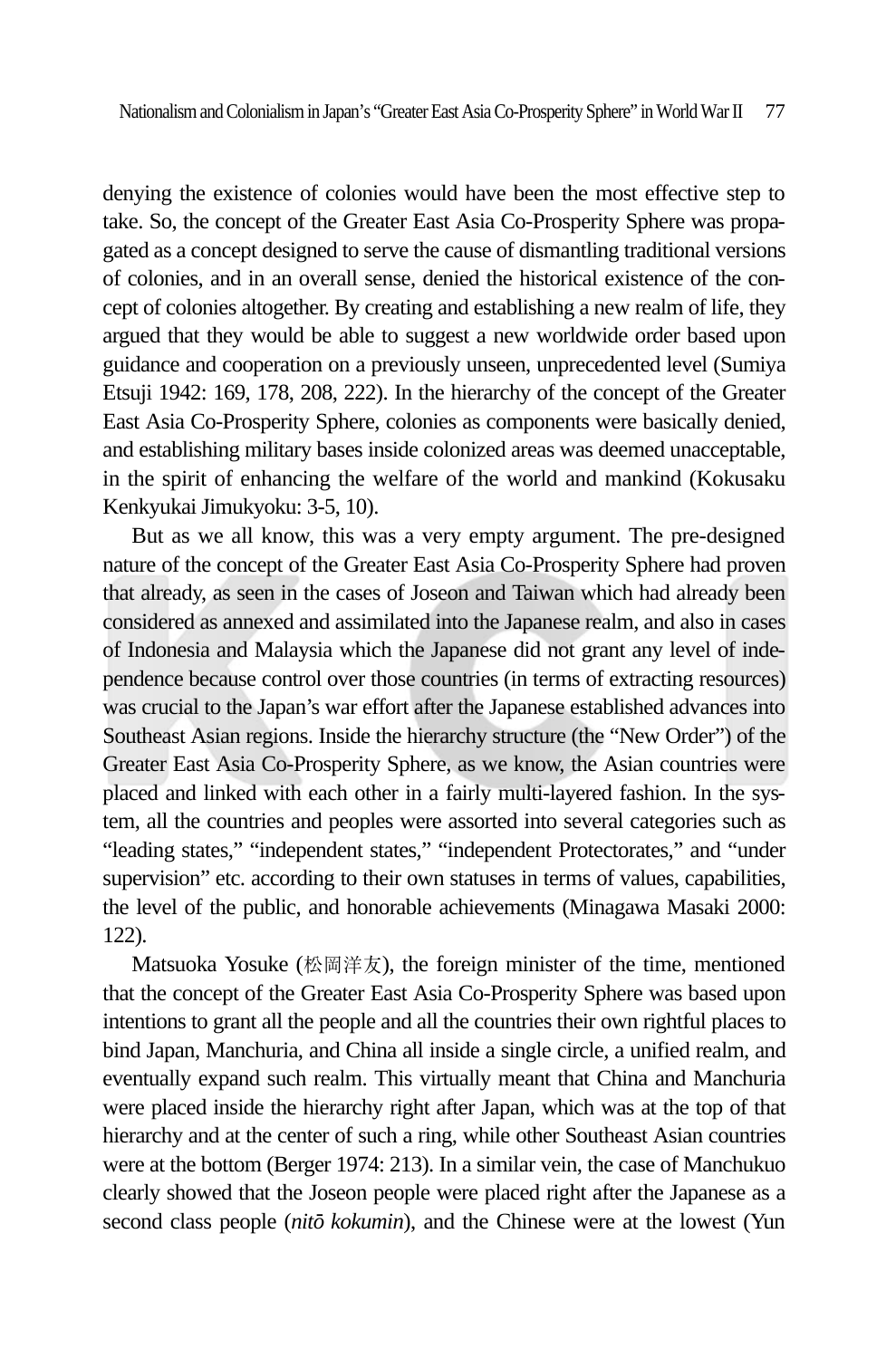denying the existence of colonies would have been the most effective step to take. So, the concept of the Greater East Asia Co-Prosperity Sphere was propagated as a concept designed to serve the cause of dismantling traditional versions of colonies, and in an overall sense, denied the historical existence of the concept of colonies altogether. By creating and establishing a new realm of life, they argued that they would be able to suggest a new worldwide order based upon guidance and cooperation on a previously unseen, unprecedented level (Sumiya Etsuji 1942: 169, 178, 208, 222). In the hierarchy of the concept of the Greater East Asia Co-Prosperity Sphere, colonies as components were basically denied, and establishing military bases inside colonized areas was deemed unacceptable, in the spirit of enhancing the welfare of the world and mankind (Kokusaku Kenkyukai Jimukyoku: 3-5, 10).

But as we all know, this was a very empty argument. The pre-designed nature of the concept of the Greater East Asia Co-Prosperity Sphere had proven that already, as seen in the cases of Joseon and Taiwan which had already been considered as annexed and assimilated into the Japanese realm, and also in cases of Indonesia and Malaysia which the Japanese did not grant any level of independence because control over those countries (in terms of extracting resources) was crucial to the Japan's war effort after the Japanese established advances into Southeast Asian regions. Inside the hierarchy structure (the "New Order") of the Greater East Asia Co-Prosperity Sphere, as we know, the Asian countries were placed and linked with each other in a fairly multi-layered fashion. In the system, all the countries and peoples were assorted into several categories such as "leading states," "independent states," "independent Protectorates," and "under supervision" etc. according to their own statuses in terms of values, capabilities, the level of the public, and honorable achievements (Minagawa Masaki 2000: 122).

Matsuoka Yosuke (松岡洋友), the foreign minister of the time, mentioned that the concept of the Greater East Asia Co-Prosperity Sphere was based upon intentions to grant all the people and all the countries their own rightful places to bind Japan, Manchuria, and China all inside a single circle, a unified realm, and eventually expand such realm. This virtually meant that China and Manchuria were placed inside the hierarchy right after Japan, which was at the top of that hierarchy and at the center of such a ring, while other Southeast Asian countries were at the bottom (Berger 1974: 213). In a similar vein, the case of Manchukuo clearly showed that the Joseon people were placed right after the Japanese as a second class people (*nitō kokumin*), and the Chinese were at the lowest (Yun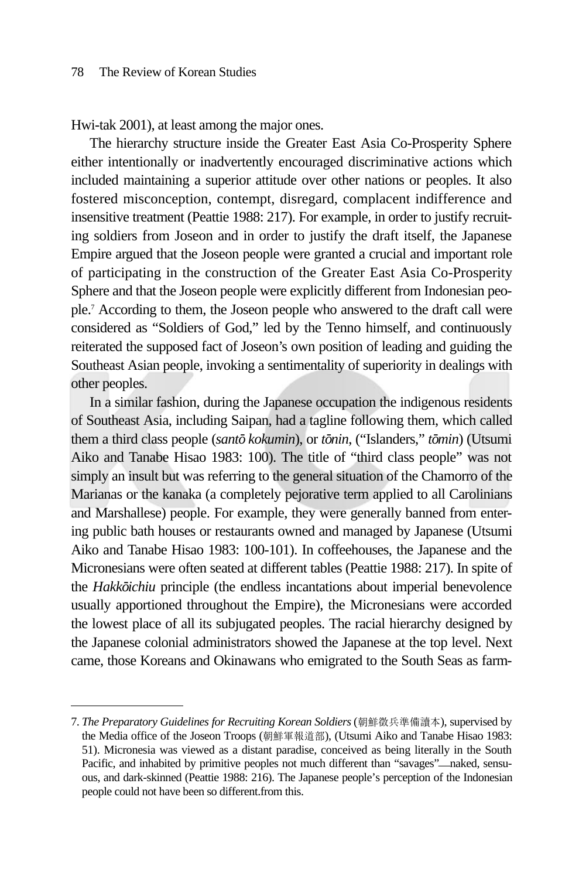Hwi-tak 2001), at least among the major ones.

The hierarchy structure inside the Greater East Asia Co-Prosperity Sphere either intentionally or inadvertently encouraged discriminative actions which included maintaining a superior attitude over other nations or peoples. It also fostered misconception, contempt, disregard, complacent indifference and insensitive treatment (Peattie 1988: 217). For example, in order to justify recruiting soldiers from Joseon and in order to justify the draft itself, the Japanese Empire argued that the Joseon people were granted a crucial and important role of participating in the construction of the Greater East Asia Co-Prosperity Sphere and that the Joseon people were explicitly different from Indonesian people.[7] According to them, the Joseon people who answered to the draft call were considered as "Soldiers of God," led by the Tenno himself, and continuously reiterated the supposed fact of Joseon's own position of leading and guiding the Southeast Asian people, invoking a sentimentality of superiority in dealings with other peoples.

In a similar fashion, during the Japanese occupation the indigenous residents of Southeast Asia, including Saipan, had a tagline following them, which called them a third class people (*santō kokumin*), or *tōnin*, ("Islanders," *tōmin*) (Utsumi Aiko and Tanabe Hisao 1983: 100). The title of "third class people" was not simply an insult but was referring to the general situation of the Chamorro of the Marianas or the kanaka (a completely pejorative term applied to all Carolinians and Marshallese) people. For example, they were generally banned from entering public bath houses or restaurants owned and managed by Japanese (Utsumi Aiko and Tanabe Hisao 1983: 100-101). In coffeehouses, the Japanese and the Micronesians were often seated at different tables (Peattie 1988: 217). In spite of the *Hakkōichiu* principle (the endless incantations about imperial benevolence usually apportioned throughout the Empire), the Micronesians were accorded the lowest place of all its subjugated peoples. The racial hierarchy designed by the Japanese colonial administrators showed the Japanese at the top level. Next came, those Koreans and Okinawans who emigrated to the South Seas as farm-

---

7. *The Preparatory Guidelines for Recruiting Korean Soldiers* (朝鮮徵兵準備讀本), supervised by the Media office of the Joseon Troops (朝鮮軍報道部), (Utsumi Aiko and Tanabe Hisao 1983: 51). Micronesia was viewed as a distant paradise, conceived as being literally in the South Pacific, and inhabited by primitive peoples not much different than "savages"—naked, sensuous, and dark-skinned (Peattie 1988: 216). The Japanese people's perception of the Indonesian people could not have been so different.from this.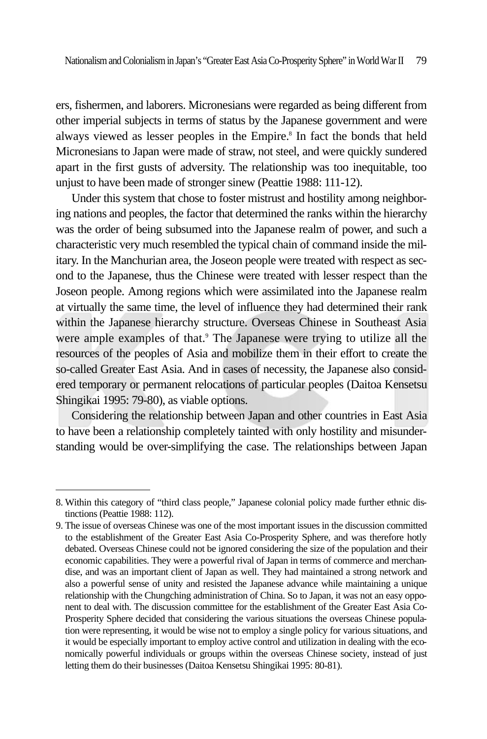ers, fishermen, and laborers. Micronesians were regarded as being different from other imperial subjects in terms of status by the Japanese government and were always viewed as lesser peoples in the Empire.[8] In fact the bonds that held Micronesians to Japan were made of straw, not steel, and were quickly sundered apart in the first gusts of adversity. The relationship was too inequitable, too unjust to have been made of stronger sinew (Peattie 1988: 111-12).

Under this system that chose to foster mistrust and hostility among neighboring nations and peoples, the factor that determined the ranks within the hierarchy was the order of being subsumed into the Japanese realm of power, and such a characteristic very much resembled the typical chain of command inside the military. In the Manchurian area, the Joseon people were treated with respect as second to the Japanese, thus the Chinese were treated with lesser respect than the Joseon people. Among regions which were assimilated into the Japanese realm at virtually the same time, the level of influence they had determined their rank within the Japanese hierarchy structure. Overseas Chinese in Southeast Asia were ample examples of that.[9] The Japanese were trying to utilize all the resources of the peoples of Asia and mobilize them in their effort to create the so-called Greater East Asia. And in cases of necessity, the Japanese also considered temporary or permanent relocations of particular peoples (Daitoa Kensetsu Shingikai 1995: 79-80), as viable options.

Considering the relationship between Japan and other countries in East Asia to have been a relationship completely tainted with only hostility and misunderstanding would be over-simplifying the case. The relationships between Japan

---

8. Within this category of "third class people," Japanese colonial policy made further ethnic distinctions (Peattie 1988: 112).

9. The issue of overseas Chinese was one of the most important issues in the discussion committed to the establishment of the Greater East Asia Co-Prosperity Sphere, and was therefore hotly debated. Overseas Chinese could not be ignored considering the size of the population and their economic capabilities. They were a powerful rival of Japan in terms of commerce and merchandise, and was an important client of Japan as well. They had maintained a strong network and also a powerful sense of unity and resisted the Japanese advance while maintaining a unique relationship with the Chungching administration of China. So to Japan, it was not an easy opponent to deal with. The discussion committee for the establishment of the Greater East Asia Co-Prosperity Sphere decided that considering the various situations the overseas Chinese population were representing, it would be wise not to employ a single policy for various situations, and it would be especially important to employ active control and utilization in dealing with the economically powerful individuals or groups within the overseas Chinese society, instead of just letting them do their businesses (Daitoa Kensetsu Shingikai 1995: 80-81).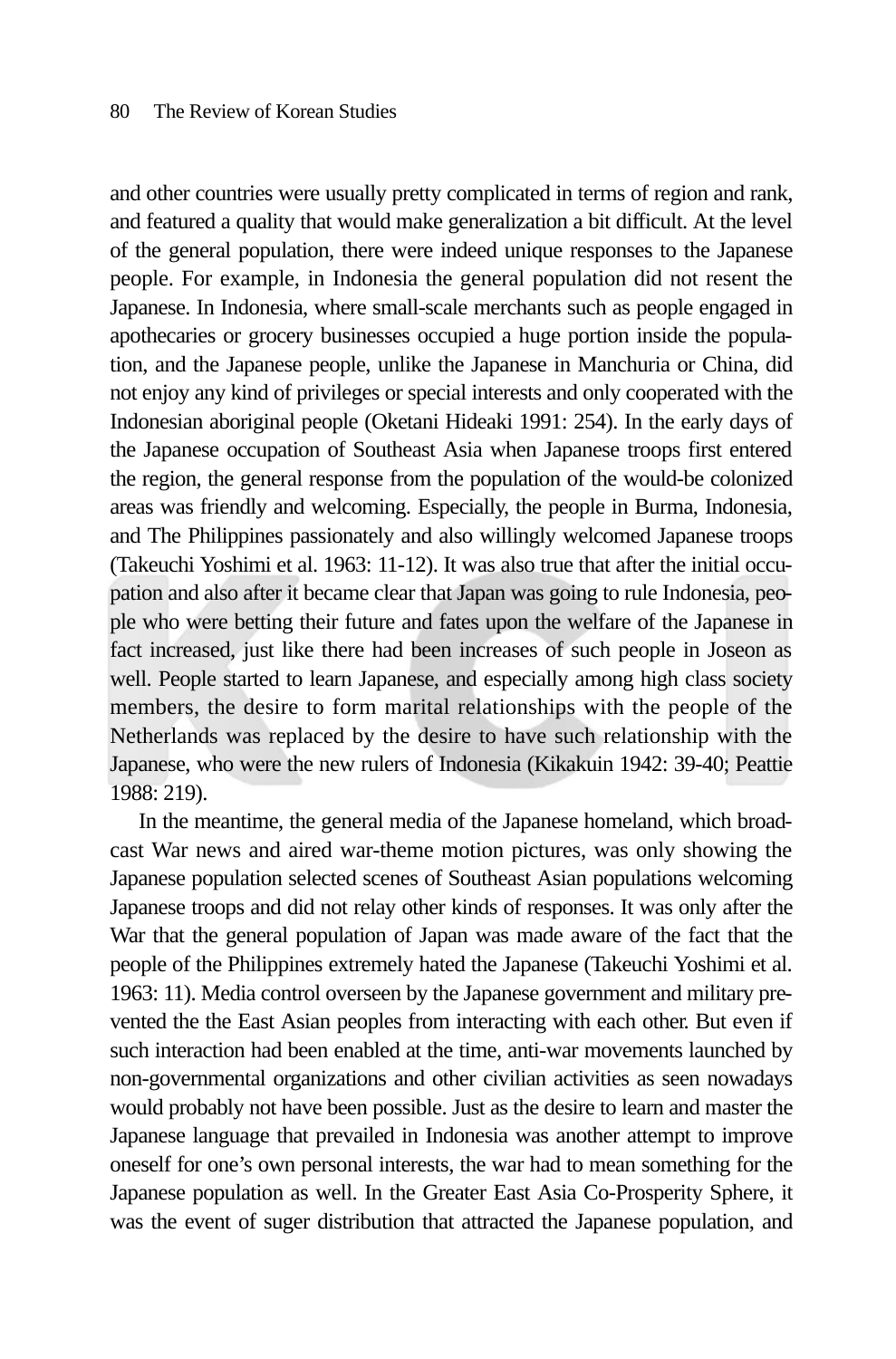and other countries were usually pretty complicated in terms of region and rank, and featured a quality that would make generalization a bit difficult. At the level of the general population, there were indeed unique responses to the Japanese people. For example, in Indonesia the general population did not resent the Japanese. In Indonesia, where small-scale merchants such as people engaged in apothecaries or grocery businesses occupied a huge portion inside the population, and the Japanese people, unlike the Japanese in Manchuria or China, did not enjoy any kind of privileges or special interests and only cooperated with the Indonesian aboriginal people (Oketani Hideaki 1991: 254). In the early days of the Japanese occupation of Southeast Asia when Japanese troops first entered the region, the general response from the population of the would-be colonized areas was friendly and welcoming. Especially, the people in Burma, Indonesia, and The Philippines passionately and also willingly welcomed Japanese troops (Takeuchi Yoshimi et al. 1963: 11-12). It was also true that after the initial occupation and also after it became clear that Japan was going to rule Indonesia, people who were betting their future and fates upon the welfare of the Japanese in fact increased, just like there had been increases of such people in Joseon as well. People started to learn Japanese, and especially among high class society members, the desire to form marital relationships with the people of the Netherlands was replaced by the desire to have such relationship with the Japanese, who were the new rulers of Indonesia (Kikakuin 1942: 39-40; Peattie 1988: 219).

In the meantime, the general media of the Japanese homeland, which broadcast War news and aired war-theme motion pictures, was only showing the Japanese population selected scenes of Southeast Asian populations welcoming Japanese troops and did not relay other kinds of responses. It was only after the War that the general population of Japan was made aware of the fact that the people of the Philippines extremely hated the Japanese (Takeuchi Yoshimi et al. 1963: 11). Media control overseen by the Japanese government and military prevented the the East Asian peoples from interacting with each other. But even if such interaction had been enabled at the time, anti-war movements launched by non-governmental organizations and other civilian activities as seen nowadays would probably not have been possible. Just as the desire to learn and master the Japanese language that prevailed in Indonesia was another attempt to improve oneself for one's own personal interests, the war had to mean something for the Japanese population as well. In the Greater East Asia Co-Prosperity Sphere, it was the event of suger distribution that attracted the Japanese population, and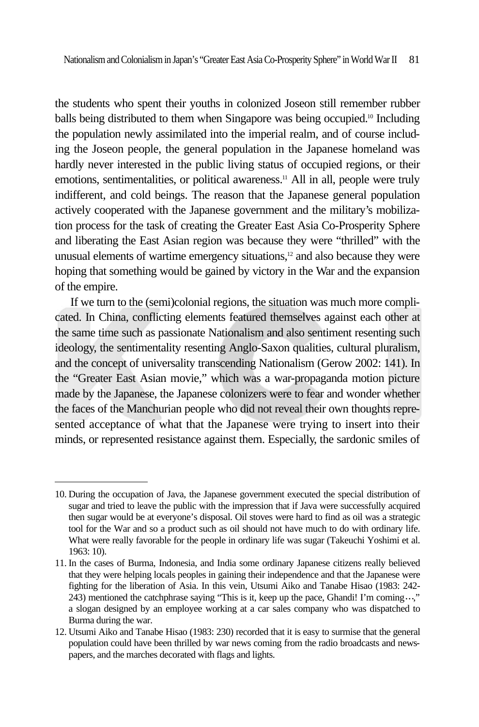the students who spent their youths in colonized Joseon still remember rubber balls being distributed to them when Singapore was being occupied.[10] Including the population newly assimilated into the imperial realm, and of course including the Joseon people, the general population in the Japanese homeland was hardly never interested in the public living status of occupied regions, or their emotions, sentimentalities, or political awareness.[11] All in all, people were truly indifferent, and cold beings. The reason that the Japanese general population actively cooperated with the Japanese government and the military's mobilization process for the task of creating the Greater East Asia Co-Prosperity Sphere and liberating the East Asian region was because they were "thrilled" with the unusual elements of wartime emergency situations,[12] and also because they were hoping that something would be gained by victory in the War and the expansion of the empire.

If we turn to the (semi)colonial regions, the situation was much more complicated. In China, conflicting elements featured themselves against each other at the same time such as passionate Nationalism and also sentiment resenting such ideology, the sentimentality resenting Anglo-Saxon qualities, cultural pluralism, and the concept of universality transcending Nationalism (Gerow 2002: 141). In the "Greater East Asian movie," which was a war-propaganda motion picture made by the Japanese, the Japanese colonizers were to fear and wonder whether the faces of the Manchurian people who did not reveal their own thoughts represented acceptance of what that the Japanese were trying to insert into their minds, or represented resistance against them. Especially, the sardonic smiles of

---

10. During the occupation of Java, the Japanese government executed the special distribution of sugar and tried to leave the public with the impression that if Java were successfully acquired then sugar would be at everyone's disposal. Oil stoves were hard to find as oil was a strategic tool for the War and so a product such as oil should not have much to do with ordinary life. What were really favorable for the people in ordinary life was sugar (Takeuchi Yoshimi et al. 1963: 10).

11. In the cases of Burma, Indonesia, and India some ordinary Japanese citizens really believed that they were helping locals peoples in gaining their independence and that the Japanese were fighting for the liberation of Asia. In this vein, Utsumi Aiko and Tanabe Hisao (1983: 242-243) mentioned the catchphrase saying "This is it, keep up the pace, Ghandi! I'm coming…," a slogan designed by an employee working at a car sales company who was dispatched to Burma during the war.

12. Utsumi Aiko and Tanabe Hisao (1983: 230) recorded that it is easy to surmise that the general population could have been thrilled by war news coming from the radio broadcasts and newspapers, and the marches decorated with flags and lights.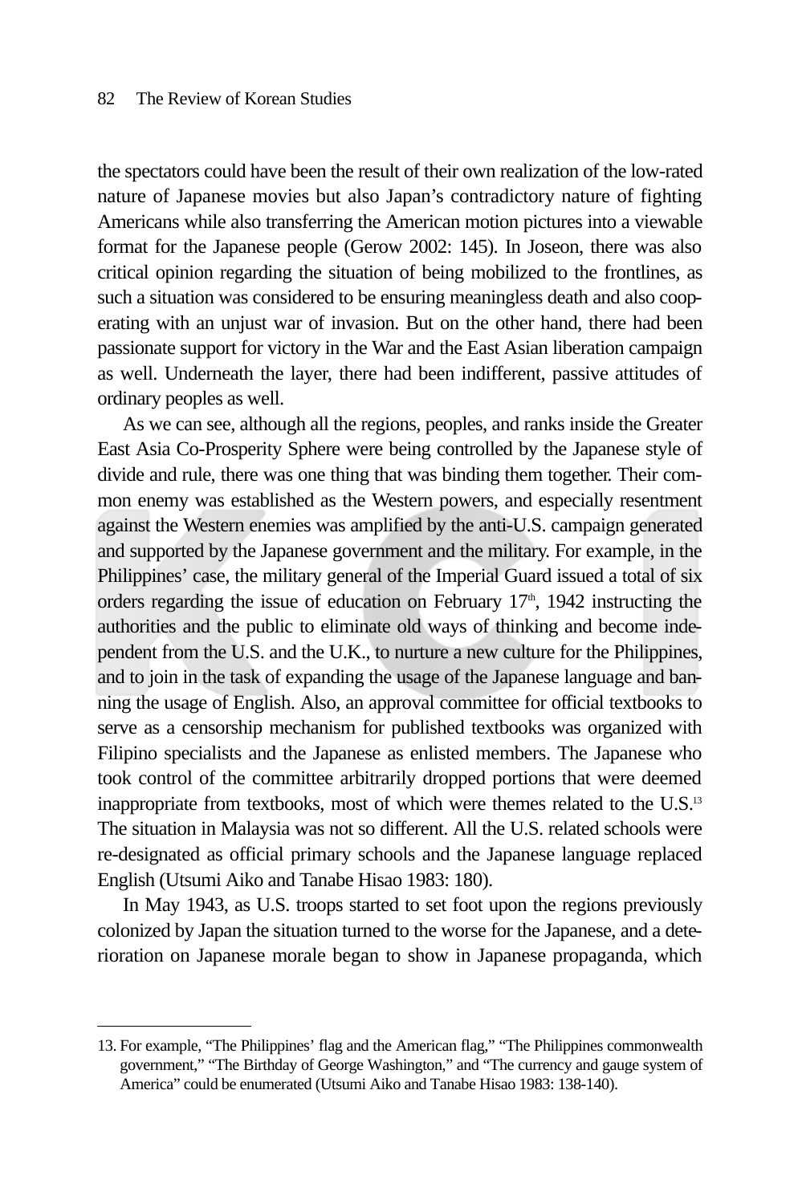the spectators could have been the result of their own realization of the low-rated nature of Japanese movies but also Japan's contradictory nature of fighting Americans while also transferring the American motion pictures into a viewable format for the Japanese people (Gerow 2002: 145). In Joseon, there was also critical opinion regarding the situation of being mobilized to the frontlines, as such a situation was considered to be ensuring meaningless death and also cooperating with an unjust war of invasion. But on the other hand, there had been passionate support for victory in the War and the East Asian liberation campaign as well. Underneath the layer, there had been indifferent, passive attitudes of ordinary peoples as well.

As we can see, although all the regions, peoples, and ranks inside the Greater East Asia Co-Prosperity Sphere were being controlled by the Japanese style of divide and rule, there was one thing that was binding them together. Their common enemy was established as the Western powers, and especially resentment against the Western enemies was amplified by the anti-U.S. campaign generated and supported by the Japanese government and the military. For example, in the Philippines' case, the military general of the Imperial Guard issued a total of six orders regarding the issue of education on February 17th, 1942 instructing the authorities and the public to eliminate old ways of thinking and become independent from the U.S. and the U.K., to nurture a new culture for the Philippines, and to join in the task of expanding the usage of the Japanese language and banning the usage of English. Also, an approval committee for official textbooks to serve as a censorship mechanism for published textbooks was organized with Filipino specialists and the Japanese as enlisted members. The Japanese who took control of the committee arbitrarily dropped portions that were deemed inappropriate from textbooks, most of which were themes related to the U.S.[13] The situation in Malaysia was not so different. All the U.S. related schools were re-designated as official primary schools and the Japanese language replaced English (Utsumi Aiko and Tanabe Hisao 1983: 180).

In May 1943, as U.S. troops started to set foot upon the regions previously colonized by Japan the situation turned to the worse for the Japanese, and a deterioration on Japanese morale began to show in Japanese propaganda, which

---

13. For example, "The Philippines' flag and the American flag," "The Philippines commonwealth government," "The Birthday of George Washington," and "The currency and gauge system of America" could be enumerated (Utsumi Aiko and Tanabe Hisao 1983: 138-140).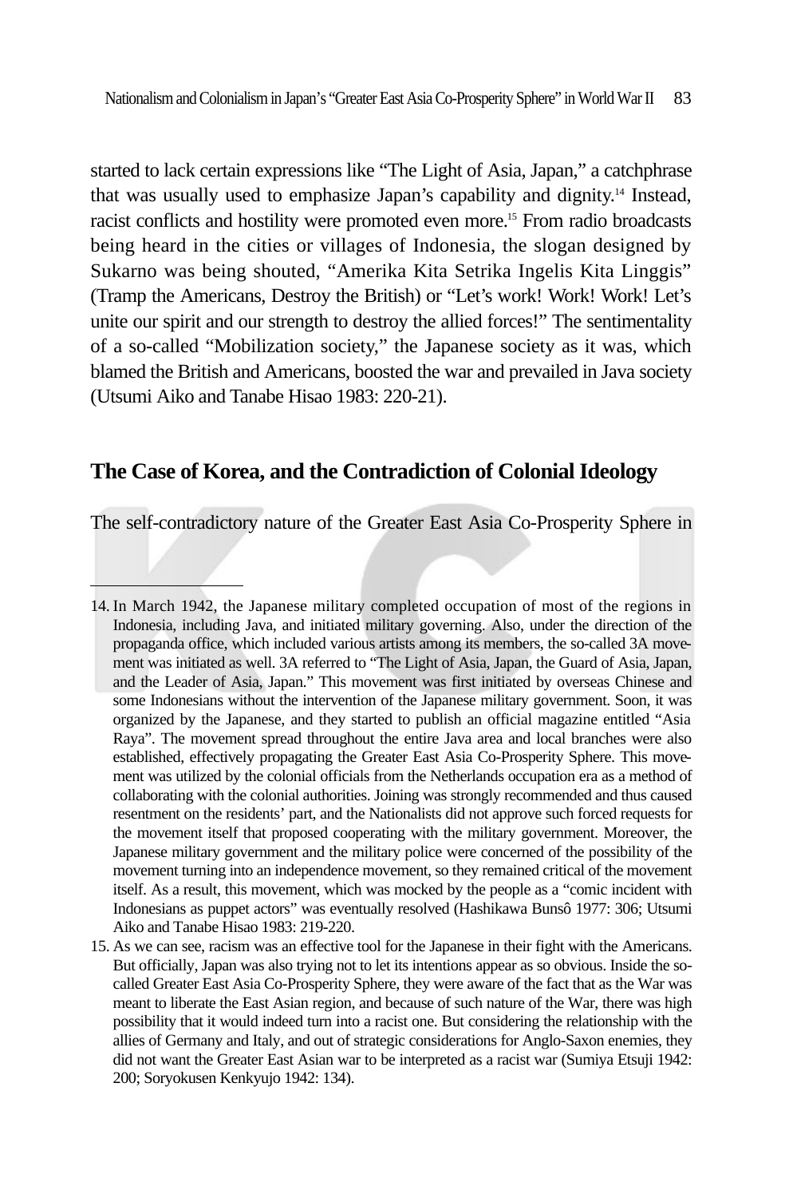started to lack certain expressions like "The Light of Asia, Japan," a catchphrase that was usually used to emphasize Japan's capability and dignity.[14] Instead, racist conflicts and hostility were promoted even more.[15] From radio broadcasts being heard in the cities or villages of Indonesia, the slogan designed by Sukarno was being shouted, "Amerika Kita Setrika Ingelis Kita Linggis" (Tramp the Americans, Destroy the British) or "Let's work! Work! Work! Let's unite our spirit and our strength to destroy the allied forces!" The sentimentality of a so-called "Mobilization society," the Japanese society as it was, which blamed the British and Americans, boosted the war and prevailed in Java society (Utsumi Aiko and Tanabe Hisao 1983: 220-21).

## The Case of Korea, and the Contradiction of Colonial Ideology

The self-contradictory nature of the Greater East Asia Co-Prosperity Sphere in

---

14. In March 1942, the Japanese military completed occupation of most of the regions in Indonesia, including Java, and initiated military governing. Also, under the direction of the propaganda office, which included various artists among its members, the so-called 3A movement was initiated as well. 3A referred to "The Light of Asia, Japan, the Guard of Asia, Japan, and the Leader of Asia, Japan." This movement was first initiated by overseas Chinese and some Indonesians without the intervention of the Japanese military government. Soon, it was organized by the Japanese, and they started to publish an official magazine entitled "Asia Raya". The movement spread throughout the entire Java area and local branches were also established, effectively propagating the Greater East Asia Co-Prosperity Sphere. This movement was utilized by the colonial officials from the Netherlands occupation era as a method of collaborating with the colonial authorities. Joining was strongly recommended and thus caused resentment on the residents' part, and the Nationalists did not approve such forced requests for the movement itself that proposed cooperating with the military government. Moreover, the Japanese military government and the military police were concerned of the possibility of the movement turning into an independence movement, so they remained critical of the movement itself. As a result, this movement, which was mocked by the people as a "comic incident with Indonesians as puppet actors" was eventually resolved (Hashikawa Bunsô 1977: 306; Utsumi Aiko and Tanabe Hisao 1983: 219-220.

15. As we can see, racism was an effective tool for the Japanese in their fight with the Americans. But officially, Japan was also trying not to let its intentions appear as so obvious. Inside the so-called Greater East Asia Co-Prosperity Sphere, they were aware of the fact that as the War was meant to liberate the East Asian region, and because of such nature of the War, there was high possibility that it would indeed turn into a racist one. But considering the relationship with the allies of Germany and Italy, and out of strategic considerations for Anglo-Saxon enemies, they did not want the Greater East Asian war to be interpreted as a racist war (Sumiya Etsuji 1942: 200; Soryokusen Kenkyujo 1942: 134).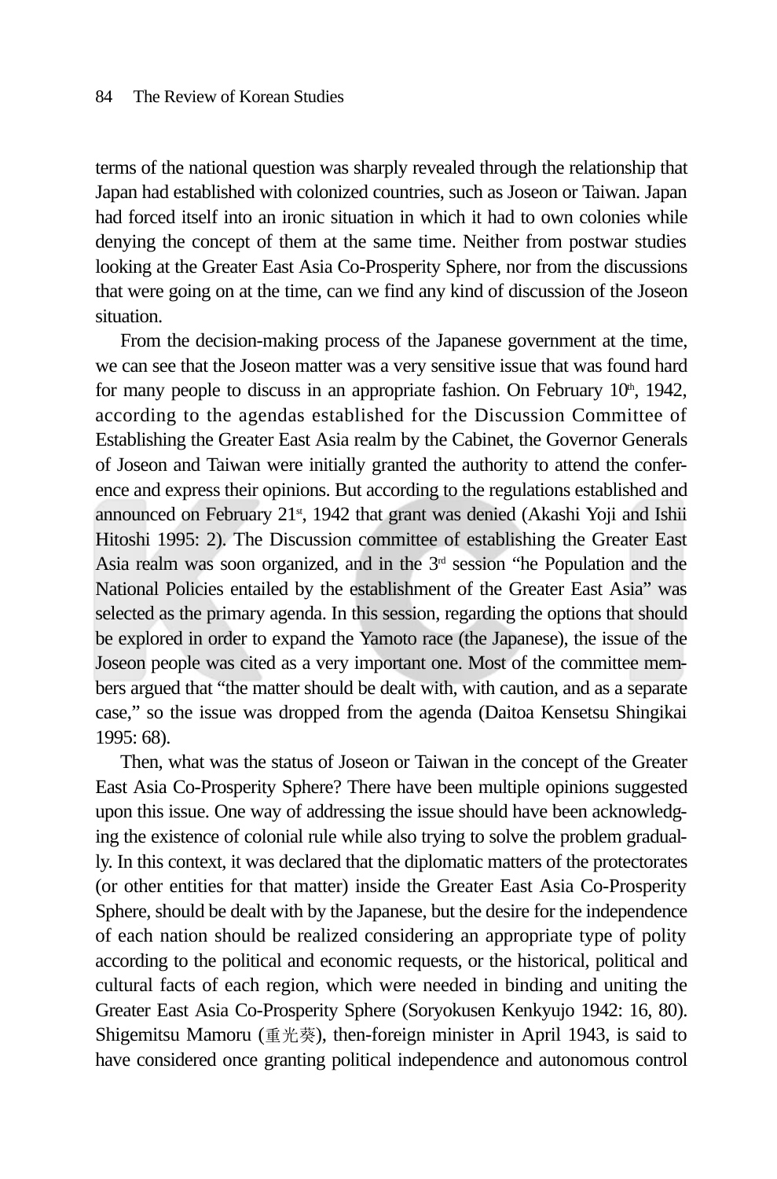terms of the national question was sharply revealed through the relationship that Japan had established with colonized countries, such as Joseon or Taiwan. Japan had forced itself into an ironic situation in which it had to own colonies while denying the concept of them at the same time. Neither from postwar studies looking at the Greater East Asia Co-Prosperity Sphere, nor from the discussions that were going on at the time, can we find any kind of discussion of the Joseon situation.

From the decision-making process of the Japanese government at the time, we can see that the Joseon matter was a very sensitive issue that was found hard for many people to discuss in an appropriate fashion. On February 10th, 1942, according to the agendas established for the Discussion Committee of Establishing the Greater East Asia realm by the Cabinet, the Governor Generals of Joseon and Taiwan were initially granted the authority to attend the conference and express their opinions. But according to the regulations established and announced on February 21st, 1942 that grant was denied (Akashi Yoji and Ishii Hitoshi 1995: 2). The Discussion committee of establishing the Greater East Asia realm was soon organized, and in the 3rd session "he Population and the National Policies entailed by the establishment of the Greater East Asia" was selected as the primary agenda. In this session, regarding the options that should be explored in order to expand the Yamoto race (the Japanese), the issue of the Joseon people was cited as a very important one. Most of the committee members argued that "the matter should be dealt with, with caution, and as a separate case," so the issue was dropped from the agenda (Daitoa Kensetsu Shingikai 1995: 68).

Then, what was the status of Joseon or Taiwan in the concept of the Greater East Asia Co-Prosperity Sphere? There have been multiple opinions suggested upon this issue. One way of addressing the issue should have been acknowledging the existence of colonial rule while also trying to solve the problem gradually. In this context, it was declared that the diplomatic matters of the protectorates (or other entities for that matter) inside the Greater East Asia Co-Prosperity Sphere, should be dealt with by the Japanese, but the desire for the independence of each nation should be realized considering an appropriate type of polity according to the political and economic requests, or the historical, political and cultural facts of each region, which were needed in binding and uniting the Greater East Asia Co-Prosperity Sphere (Soryokusen Kenkyujo 1942: 16, 80). Shigemitsu Mamoru (重光葵), then-foreign minister in April 1943, is said to have considered once granting political independence and autonomous control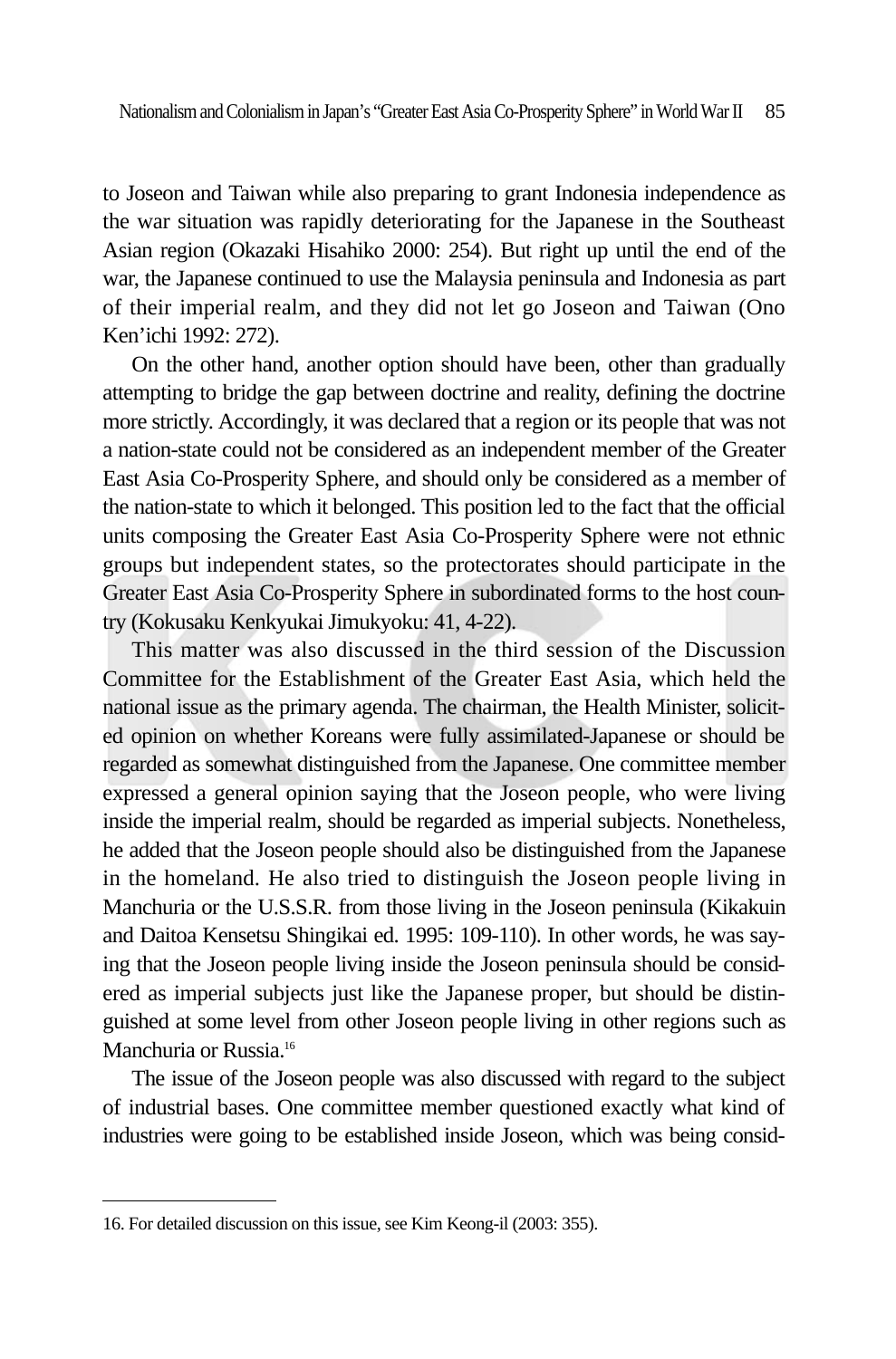to Joseon and Taiwan while also preparing to grant Indonesia independence as the war situation was rapidly deteriorating for the Japanese in the Southeast Asian region (Okazaki Hisahiko 2000: 254). But right up until the end of the war, the Japanese continued to use the Malaysia peninsula and Indonesia as part of their imperial realm, and they did not let go Joseon and Taiwan (Ono Ken'ichi 1992: 272).

On the other hand, another option should have been, other than gradually attempting to bridge the gap between doctrine and reality, defining the doctrine more strictly. Accordingly, it was declared that a region or its people that was not a nation-state could not be considered as an independent member of the Greater East Asia Co-Prosperity Sphere, and should only be considered as a member of the nation-state to which it belonged. This position led to the fact that the official units composing the Greater East Asia Co-Prosperity Sphere were not ethnic groups but independent states, so the protectorates should participate in the Greater East Asia Co-Prosperity Sphere in subordinated forms to the host country (Kokusaku Kenkyukai Jimukyoku: 41, 4-22).

This matter was also discussed in the third session of the Discussion Committee for the Establishment of the Greater East Asia, which held the national issue as the primary agenda. The chairman, the Health Minister, solicited opinion on whether Koreans were fully assimilated-Japanese or should be regarded as somewhat distinguished from the Japanese. One committee member expressed a general opinion saying that the Joseon people, who were living inside the imperial realm, should be regarded as imperial subjects. Nonetheless, he added that the Joseon people should also be distinguished from the Japanese in the homeland. He also tried to distinguish the Joseon people living in Manchuria or the U.S.S.R. from those living in the Joseon peninsula (Kikakuin and Daitoa Kensetsu Shingikai ed. 1995: 109-110). In other words, he was saying that the Joseon people living inside the Joseon peninsula should be considered as imperial subjects just like the Japanese proper, but should be distinguished at some level from other Joseon people living in other regions such as Manchuria or Russia.[16]

The issue of the Joseon people was also discussed with regard to the subject of industrial bases. One committee member questioned exactly what kind of industries were going to be established inside Joseon, which was being consid-

16. For detailed discussion on this issue, see Kim Keong-il (2003: 355).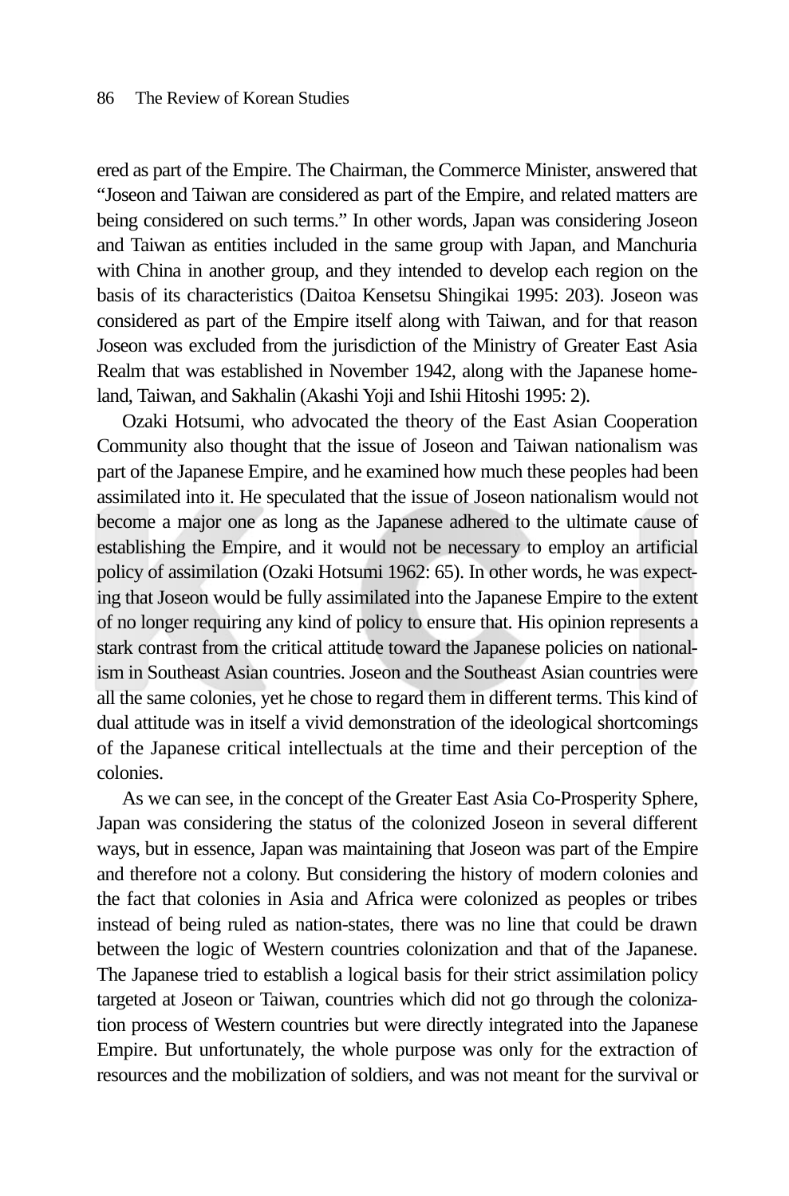ered as part of the Empire. The Chairman, the Commerce Minister, answered that "Joseon and Taiwan are considered as part of the Empire, and related matters are being considered on such terms." In other words, Japan was considering Joseon and Taiwan as entities included in the same group with Japan, and Manchuria with China in another group, and they intended to develop each region on the basis of its characteristics (Daitoa Kensetsu Shingikai 1995: 203). Joseon was considered as part of the Empire itself along with Taiwan, and for that reason Joseon was excluded from the jurisdiction of the Ministry of Greater East Asia Realm that was established in November 1942, along with the Japanese homeland, Taiwan, and Sakhalin (Akashi Yoji and Ishii Hitoshi 1995: 2).

Ozaki Hotsumi, who advocated the theory of the East Asian Cooperation Community also thought that the issue of Joseon and Taiwan nationalism was part of the Japanese Empire, and he examined how much these peoples had been assimilated into it. He speculated that the issue of Joseon nationalism would not become a major one as long as the Japanese adhered to the ultimate cause of establishing the Empire, and it would not be necessary to employ an artificial policy of assimilation (Ozaki Hotsumi 1962: 65). In other words, he was expecting that Joseon would be fully assimilated into the Japanese Empire to the extent of no longer requiring any kind of policy to ensure that. His opinion represents a stark contrast from the critical attitude toward the Japanese policies on nationalism in Southeast Asian countries. Joseon and the Southeast Asian countries were all the same colonies, yet he chose to regard them in different terms. This kind of dual attitude was in itself a vivid demonstration of the ideological shortcomings of the Japanese critical intellectuals at the time and their perception of the colonies.

As we can see, in the concept of the Greater East Asia Co-Prosperity Sphere, Japan was considering the status of the colonized Joseon in several different ways, but in essence, Japan was maintaining that Joseon was part of the Empire and therefore not a colony. But considering the history of modern colonies and the fact that colonies in Asia and Africa were colonized as peoples or tribes instead of being ruled as nation-states, there was no line that could be drawn between the logic of Western countries colonization and that of the Japanese. The Japanese tried to establish a logical basis for their strict assimilation policy targeted at Joseon or Taiwan, countries which did not go through the colonization process of Western countries but were directly integrated into the Japanese Empire. But unfortunately, the whole purpose was only for the extraction of resources and the mobilization of soldiers, and was not meant for the survival or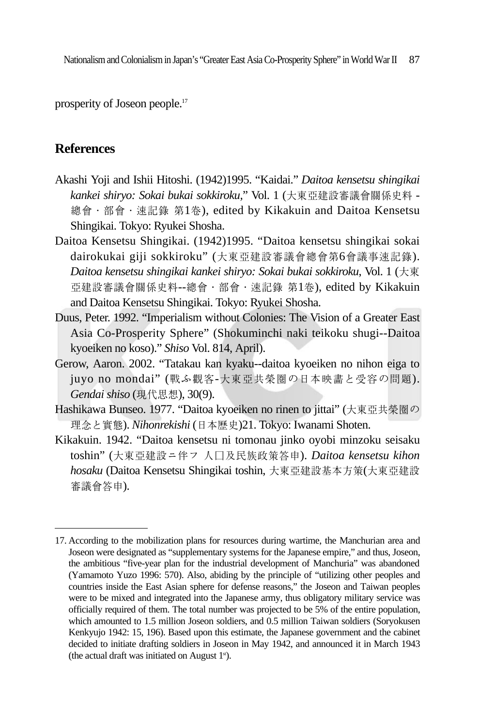prosperity of Joseon people.[17]

## References

Akashi Yoji and Ishii Hitoshi. (1942)1995. "Kaidai." *Daitoa kensetsu shingikai kankei shiryo: Sokai bukai sokkiroku,*" Vol. 1 (大東亞建設審議會關係史料 - 總會 · 部會 · 速記錄 第1卷), edited by Kikakuin and Daitoa Kensetsu Shingikai. Tokyo: Ryukei Shosha.

Daitoa Kensetsu Shingikai. (1942)1995. "Daitoa kensetsu shingikai sokai dairokukai giji sokkiroku" (大東亞建設審議會總會第6會議事速記錄). *Daitoa kensetsu shingikai kankei shiryo: Sokai bukai sokkiroku*, Vol. 1 (大東亞建設審議會關係史料--總會 · 部會 · 速記錄 第1卷), edited by Kikakuin and Daitoa Kensetsu Shingikai. Tokyo: Ryukei Shosha.

Duus, Peter. 1992. "Imperialism without Colonies: The Vision of a Greater East Asia Co-Prosperity Sphere" (Shokuminchi naki teikoku shugi--Daitoa kyoeiken no koso)." *Shiso* Vol. 814, April).

Gerow, Aaron. 2002. "Tatakau kan kyaku--daitoa kyoeiken no nihon eiga to juyo no mondai" (戰ふ觀客-大東亞共榮圈の日本映畫と受容の問題). *Gendai shiso* (現代思想), 30(9).

Hashikawa Bunseo. 1977. "Daitoa kyoeiken no rinen to jittai" (大東亞共榮圈の理念と實態). *Nihonrekishi* (日本歷史)21. Tokyo: Iwanami Shoten.

Kikakuin. 1942. "Daitoa kensetsu ni tomonau jinko oyobi minzoku seisaku toshin" (大東亞建設ニ伴フ 人口及民族政策答申). *Daitoa kensetsu kihon hosaku* (Daitoa Kensetsu Shingikai toshin, 大東亞建設基本方策(大東亞建設審議會答申).

---

17. According to the mobilization plans for resources during wartime, the Manchurian area and Joseon were designated as "supplementary systems for the Japanese empire," and thus, Joseon, the ambitious "five-year plan for the industrial development of Manchuria" was abandoned (Yamamoto Yuzo 1996: 570). Also, abiding by the principle of "utilizing other peoples and countries inside the East Asian sphere for defense reasons," the Joseon and Taiwan peoples were to be mixed and integrated into the Japanese army, thus obligatory military service was officially required of them. The total number was projected to be 5% of the entire population, which amounted to 1.5 million Joseon soldiers, and 0.5 million Taiwan soldiers (Soryokusen Kenkyujo 1942: 15, 196). Based upon this estimate, the Japanese government and the cabinet decided to initiate drafting soldiers in Joseon in May 1942, and announced it in March 1943 (the actual draft was initiated on August 1st).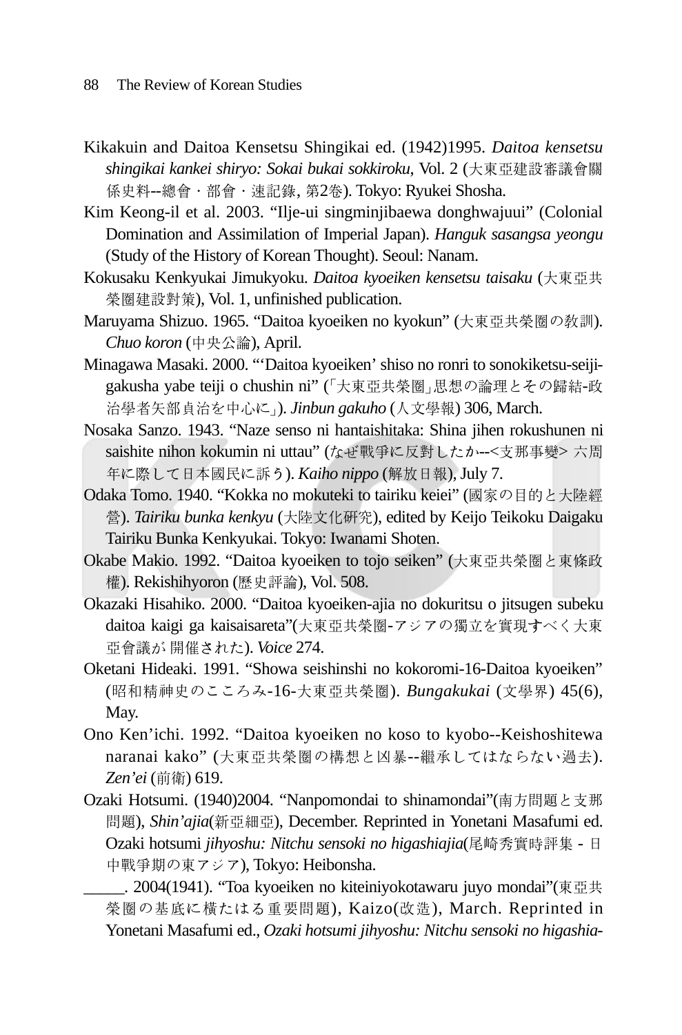Kikakuin and Daitoa Kensetsu Shingikai ed. (1942)1995. *Daitoa kensetsu shingikai kankei shiryo: Sokai bukai sokkiroku,* Vol. 2 (大東亞建設審議會關係史料--總會・部會・速記錄, 第2卷). Tokyo: Ryukei Shosha.

Kim Keong-il et al. 2003. "Ilje-ui singminjibaewa donghwajuui" (Colonial Domination and Assimilation of Imperial Japan). *Hanguk sasangsa yeongu* (Study of the History of Korean Thought). Seoul: Nanam.

Kokusaku Kenkyukai Jimukyoku. *Daitoa kyoeiken kensetsu taisaku* (大東亞共榮圈建設對策), Vol. 1, unfinished publication.

Maruyama Shizuo. 1965. "Daitoa kyoeiken no kyokun" (大東亞共榮圈の教訓). *Chuo koron* (中央公論), April.

Minagawa Masaki. 2000. "'Daitoa kyoeiken' shiso no ronri to sonokiketsu-seiji-gakusha yabe teiji o chushin ni" (「大東亞共榮圈」思想の論理とその歸結-政治學者矢部貞治を中心に」). *Jinbun gakuho* (人文學報) 306, March.

Nosaka Sanzo. 1943. "Naze senso ni hantaishitaka: Shina jihen rokushunen ni saishite nihon kokumin ni uttau" (なぜ戰爭に反對したか--<支那事變> 六周年に際して日本國民に訴う). *Kaiho nippo* (解放日報), July 7.

Odaka Tomo. 1940. "Kokka no mokuteki to tairiku keiei" (國家の目的と大陸經營). *Tairiku bunka kenkyu* (大陸文化研究), edited by Keijo Teikoku Daigaku Tairiku Bunka Kenkyukai. Tokyo: Iwanami Shoten.

Okabe Makio. 1992. "Daitoa kyoeiken to tojo seiken" (大東亞共榮圈と東條政權). Rekishihyoron (歷史評論), Vol. 508.

Okazaki Hisahiko. 2000. "Daitoa kyoeiken-ajia no dokuritsu o jitsugen subeku daitoa kaigi ga kaisaisareta"(大東亞共榮圈-アジアの獨立を實現すべく大東亞會議が 開催された). *Voice* 274.

Oketani Hideaki. 1991. "Showa seishinshi no kokoromi-16-Daitoa kyoeiken" (昭和精神史のこころみ-16-大東亞共榮圈). *Bungakukai* (文學界) 45(6), May.

Ono Ken'ichi. 1992. "Daitoa kyoeiken no koso to kyobo--Keishoshitewa naranai kako" (大東亞共榮圈の構想と凶暴--繼承してはならない過去). *Zen'ei* (前衛) 619.

Ozaki Hotsumi. (1940)2004. "Nanpomondai to shinamondai"(南方問題と支那問題), *Shin'ajia*(新亞細亞), December. Reprinted in Yonetani Masafumi ed. Ozaki hotsumi *jihyoshu: Nitchu sensoki no higashiajia*(尾崎秀實時評集 - 日中戰爭期の東アジア), Tokyo: Heibonsha.

\_\_\_\_\_. 2004(1941). "Toa kyoeiken no kiteiniyokotawaru juyo mondai"(東亞共榮圈の基底に橫たはる重要問題), Kaizo(改造), March. Reprinted in Yonetani Masafumi ed., *Ozaki hotsumi jihyoshu: Nitchu sensoki no higashia-*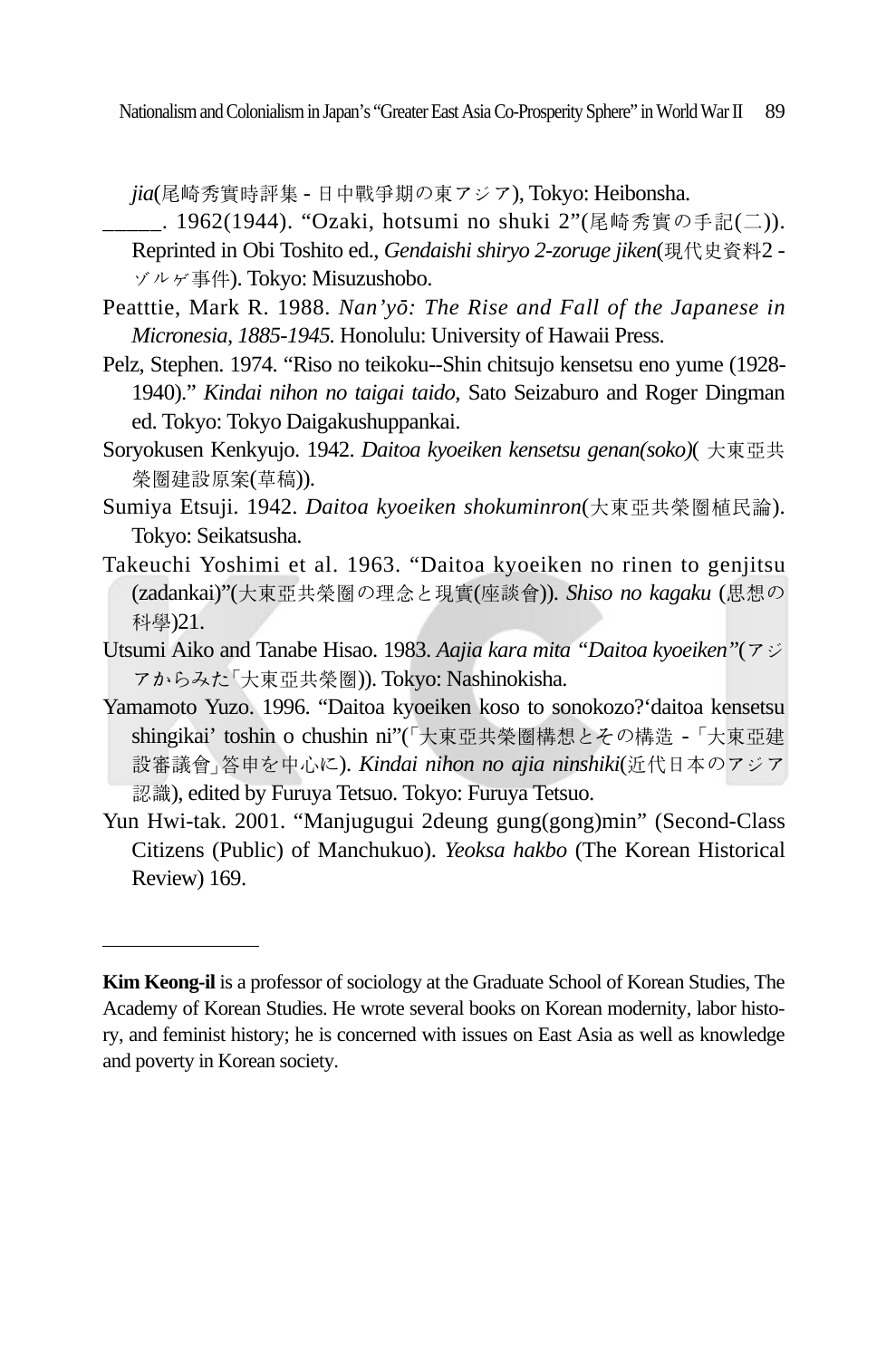*jia*(尾崎秀實時評集 - 日中戰爭期の東アジア), Tokyo: Heibonsha.

_____. 1962(1944). "Ozaki, hotsumi no shuki 2"(尾崎秀實の手記(二)). Reprinted in Obi Toshito ed., *Gendaishi shiryo 2-zoruge jiken*(現代史資料2 - ゾルゲ事件). Tokyo: Misuzushobo.

Peatttie, Mark R. 1988. *Nan'yō: The Rise and Fall of the Japanese in Micronesia, 1885-1945.* Honolulu: University of Hawaii Press.

Pelz, Stephen. 1974. "Riso no teikoku--Shin chitsujo kensetsu eno yume (1928-1940)." *Kindai nihon no taigai taido,* Sato Seizaburo and Roger Dingman ed. Tokyo: Tokyo Daigakushuppankai.

Soryokusen Kenkyujo. 1942. *Daitoa kyoeiken kensetsu genan(soko)*( 大東亞共榮圈建設原案(草稿)).

Sumiya Etsuji. 1942. *Daitoa kyoeiken shokuminron*(大東亞共榮圈植民論). Tokyo: Seikatsusha.

Takeuchi Yoshimi et al. 1963. "Daitoa kyoeiken no rinen to genjitsu (zadankai)"(大東亞共榮圈の理念と現實(座談會)). *Shiso no kagaku* (思想の科學)21.

Utsumi Aiko and Tanabe Hisao. 1983. *Aajia kara mita "Daitoa kyoeiken"*(アジアからみた「大東亞共榮圈)). Tokyo: Nashinokisha.

Yamamoto Yuzo. 1996. "Daitoa kyoeiken koso to sonokozo?'daitoa kensetsu shingikai' toshin o chushin ni"(「大東亞共榮圈構想とその構造 -「大東亞建設審議會」答申を中心に). *Kindai nihon no ajia ninshiki*(近代日本のアジア認識), edited by Furuya Tetsuo. Tokyo: Furuya Tetsuo.

Yun Hwi-tak. 2001. "Manjugugui 2deung gung(gong)min" (Second-Class Citizens (Public) of Manchukuo). *Yeoksa hakbo* (The Korean Historical Review) 169.

---

**Kim Keong-il** is a professor of sociology at the Graduate School of Korean Studies, The Academy of Korean Studies. He wrote several books on Korean modernity, labor history, and feminist history; he is concerned with issues on East Asia as well as knowledge and poverty in Korean society.